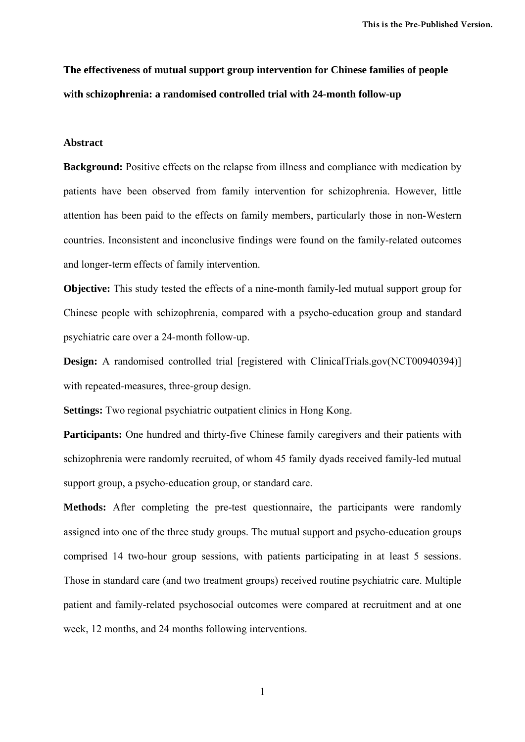# The effectiveness of mutual support group intervention for Chinese families of people with schizophrenia: a randomised controlled trial with 24-month follow-up

## Abstract

**Background:** Positive effects on the relapse from illness and compliance with medication by patients have been observed from family intervention for schizophrenia. However, little attention has been paid to the effects on family members, particularly those in non-Western countries. Inconsistent and inconclusive findings were found on the family-related outcomes and longer-term effects of family intervention.

**Objective:** This study tested the effects of a nine-month family-led mutual support group for Chinese people with schizophrenia, compared with a psycho-education group and standard psychiatric care over a 24-month follow-up.

**Design:** A randomised controlled trial [registered with ClinicalTrials.gov(NCT00940394)] with repeated-measures, three-group design.

**Settings:** Two regional psychiatric outpatient clinics in Hong Kong.

**Participants:** One hundred and thirty-five Chinese family caregivers and their patients with schizophrenia were randomly recruited, of whom 45 family dyads received family-led mutual support group, a psycho-education group, or standard care.

**Methods:** After completing the pre-test questionnaire, the participants were randomly assigned into one of the three study groups. The mutual support and psycho-education groups comprised 14 two-hour group sessions, with patients participating in at least 5 sessions. Those in standard care (and two treatment groups) received routine psychiatric care. Multiple patient and family-related psychosocial outcomes were compared at recruitment and at one week, 12 months, and 24 months following interventions.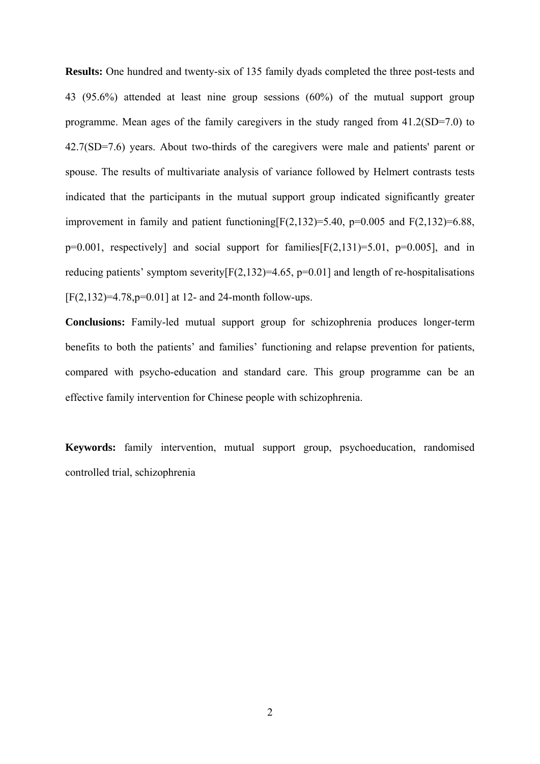**Results:** One hundred and twenty-six of 135 family dyads completed the three post-tests and 43 (95.6%) attended at least nine group sessions (60%) of the mutual support group programme. Mean ages of the family caregivers in the study ranged from 41.2(SD=7.0) to 42.7(SD=7.6) years. About two-thirds of the caregivers were male and patients' parent or spouse. The results of multivariate analysis of variance followed by Helmert contrasts tests indicated that the participants in the mutual support group indicated significantly greater improvement in family and patient functioning[$F(2,132)=5.40$, $p=0.005$ and $F(2,132)=6.88$, $p=0.001$, respectively] and social support for families[$F(2,131)=5.01$, $p=0.005$], and in reducing patients’ symptom severity[$F(2,132)=4.65$, $p=0.01$] and length of re-hospitalisations [$F(2,132)=4.78$, $p=0.01$] at 12- and 24-month follow-ups.

**Conclusions:** Family-led mutual support group for schizophrenia produces longer-term benefits to both the patients’ and families’ functioning and relapse prevention for patients, compared with psycho-education and standard care. This group programme can be an effective family intervention for Chinese people with schizophrenia.

**Keywords:** family intervention, mutual support group, psychoeducation, randomised controlled trial, schizophrenia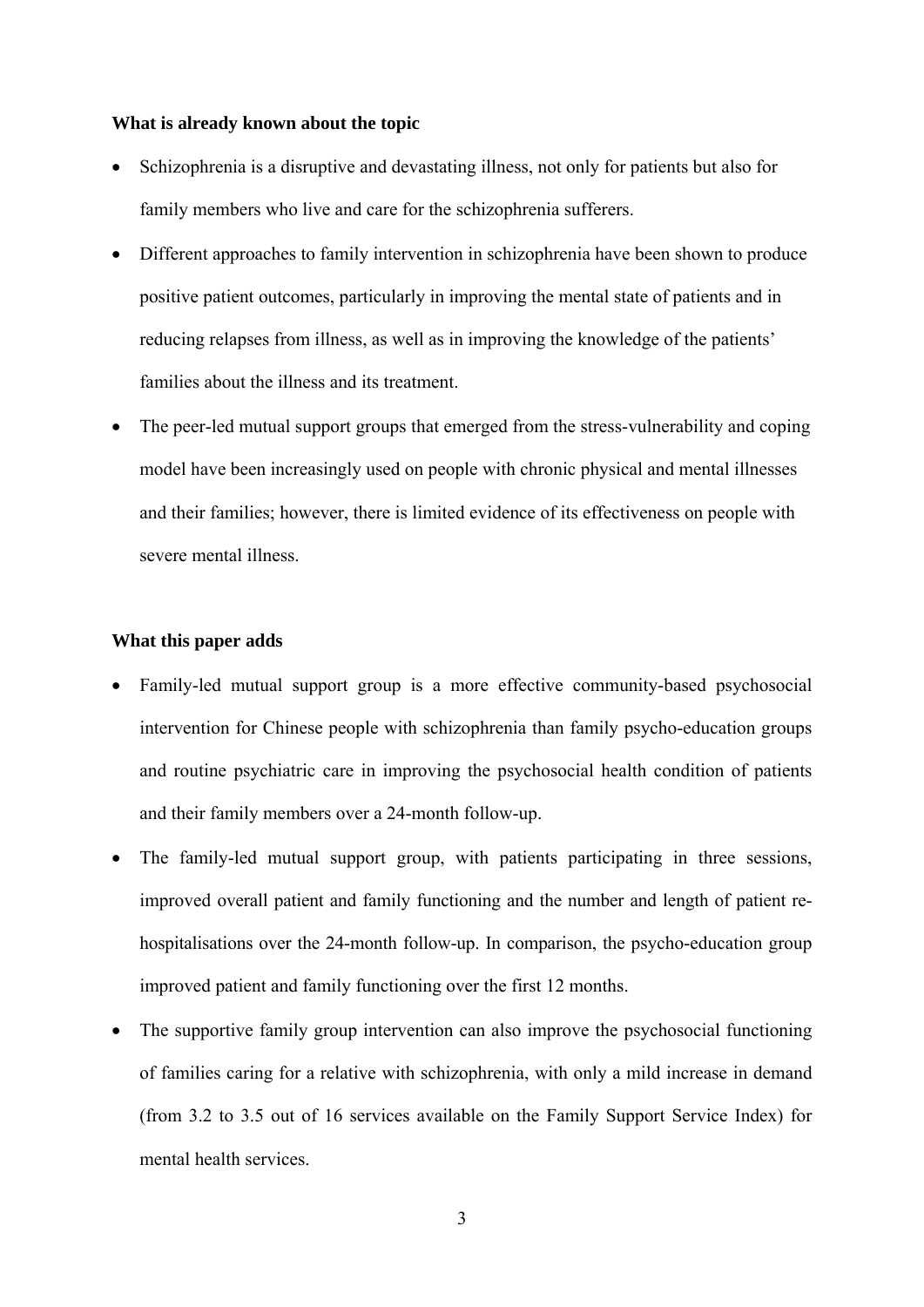**What is already known about the topic**

- Schizophrenia is a disruptive and devastating illness, not only for patients but also for family members who live and care for the schizophrenia sufferers.
- Different approaches to family intervention in schizophrenia have been shown to produce positive patient outcomes, particularly in improving the mental state of patients and in reducing relapses from illness, as well as in improving the knowledge of the patients' families about the illness and its treatment.
- The peer-led mutual support groups that emerged from the stress-vulnerability and coping model have been increasingly used on people with chronic physical and mental illnesses and their families; however, there is limited evidence of its effectiveness on people with severe mental illness.

**What this paper adds**

- Family-led mutual support group is a more effective community-based psychosocial intervention for Chinese people with schizophrenia than family psycho-education groups and routine psychiatric care in improving the psychosocial health condition of patients and their family members over a 24-month follow-up.
- The family-led mutual support group, with patients participating in three sessions, improved overall patient and family functioning and the number and length of patient re-hospitalisations over the 24-month follow-up. In comparison, the psycho-education group improved patient and family functioning over the first 12 months.
- The supportive family group intervention can also improve the psychosocial functioning of families caring for a relative with schizophrenia, with only a mild increase in demand (from 3.2 to 3.5 out of 16 services available on the Family Support Service Index) for mental health services.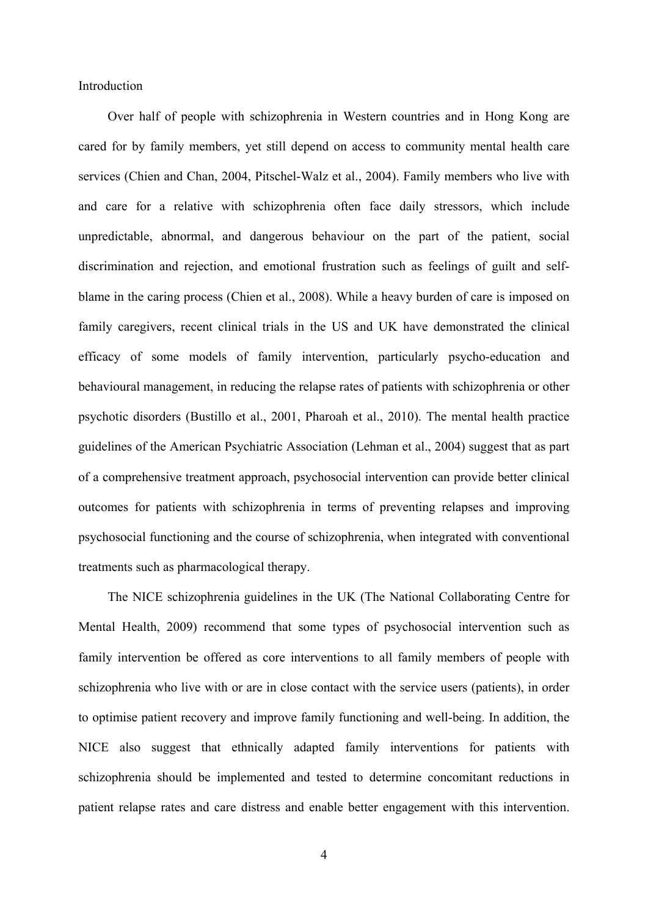## Introduction

Over half of people with schizophrenia in Western countries and in Hong Kong are cared for by family members, yet still depend on access to community mental health care services (Chien and Chan, 2004, Pitschel-Walz et al., 2004). Family members who live with and care for a relative with schizophrenia often face daily stressors, which include unpredictable, abnormal, and dangerous behaviour on the part of the patient, social discrimination and rejection, and emotional frustration such as feelings of guilt and self-blame in the caring process (Chien et al., 2008). While a heavy burden of care is imposed on family caregivers, recent clinical trials in the US and UK have demonstrated the clinical efficacy of some models of family intervention, particularly psycho-education and behavioural management, in reducing the relapse rates of patients with schizophrenia or other psychotic disorders (Bustillo et al., 2001, Pharoah et al., 2010). The mental health practice guidelines of the American Psychiatric Association (Lehman et al., 2004) suggest that as part of a comprehensive treatment approach, psychosocial intervention can provide better clinical outcomes for patients with schizophrenia in terms of preventing relapses and improving psychosocial functioning and the course of schizophrenia, when integrated with conventional treatments such as pharmacological therapy.

The NICE schizophrenia guidelines in the UK (The National Collaborating Centre for Mental Health, 2009) recommend that some types of psychosocial intervention such as family intervention be offered as core interventions to all family members of people with schizophrenia who live with or are in close contact with the service users (patients), in order to optimise patient recovery and improve family functioning and well-being. In addition, the NICE also suggest that ethnically adapted family interventions for patients with schizophrenia should be implemented and tested to determine concomitant reductions in patient relapse rates and care distress and enable better engagement with this intervention.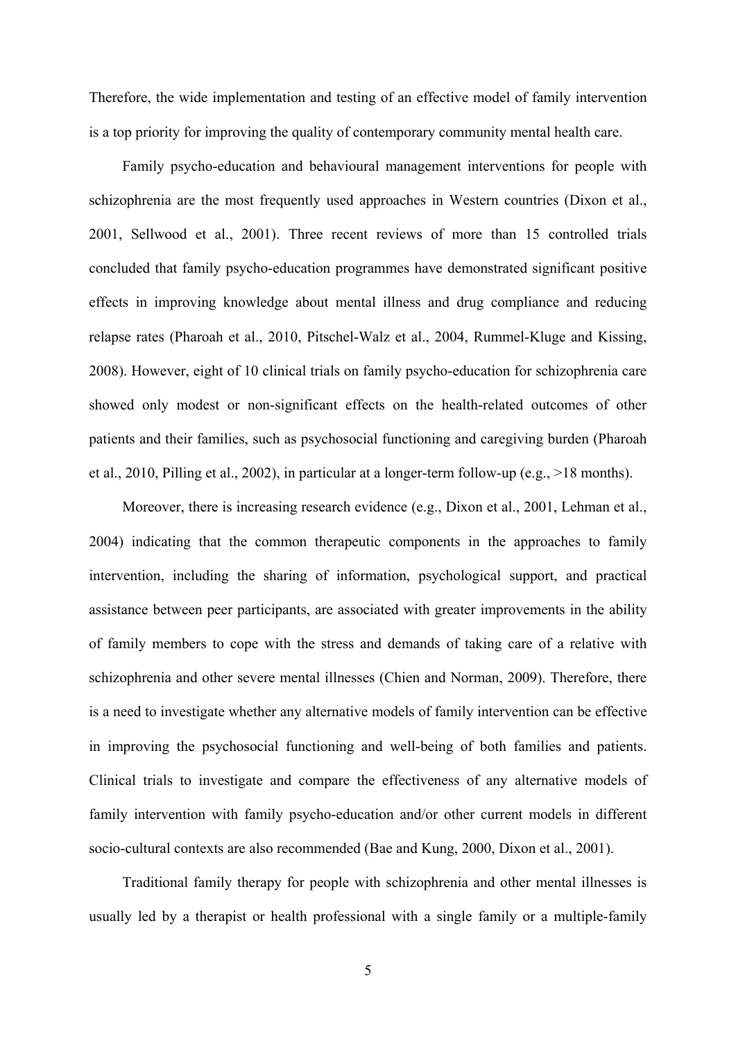Therefore, the wide implementation and testing of an effective model of family intervention is a top priority for improving the quality of contemporary community mental health care.

Family psycho-education and behavioural management interventions for people with schizophrenia are the most frequently used approaches in Western countries (Dixon et al., 2001, Sellwood et al., 2001). Three recent reviews of more than 15 controlled trials concluded that family psycho-education programmes have demonstrated significant positive effects in improving knowledge about mental illness and drug compliance and reducing relapse rates (Pharoah et al., 2010, Pitschel-Walz et al., 2004, Rummel-Kluge and Kissing, 2008). However, eight of 10 clinical trials on family psycho-education for schizophrenia care showed only modest or non-significant effects on the health-related outcomes of other patients and their families, such as psychosocial functioning and caregiving burden (Pharoah et al., 2010, Pilling et al., 2002), in particular at a longer-term follow-up (e.g., >18 months).

Moreover, there is increasing research evidence (e.g., Dixon et al., 2001, Lehman et al., 2004) indicating that the common therapeutic components in the approaches to family intervention, including the sharing of information, psychological support, and practical assistance between peer participants, are associated with greater improvements in the ability of family members to cope with the stress and demands of taking care of a relative with schizophrenia and other severe mental illnesses (Chien and Norman, 2009). Therefore, there is a need to investigate whether any alternative models of family intervention can be effective in improving the psychosocial functioning and well-being of both families and patients. Clinical trials to investigate and compare the effectiveness of any alternative models of family intervention with family psycho-education and/or other current models in different socio-cultural contexts are also recommended (Bae and Kung, 2000, Dixon et al., 2001).

Traditional family therapy for people with schizophrenia and other mental illnesses is usually led by a therapist or health professional with a single family or a multiple-family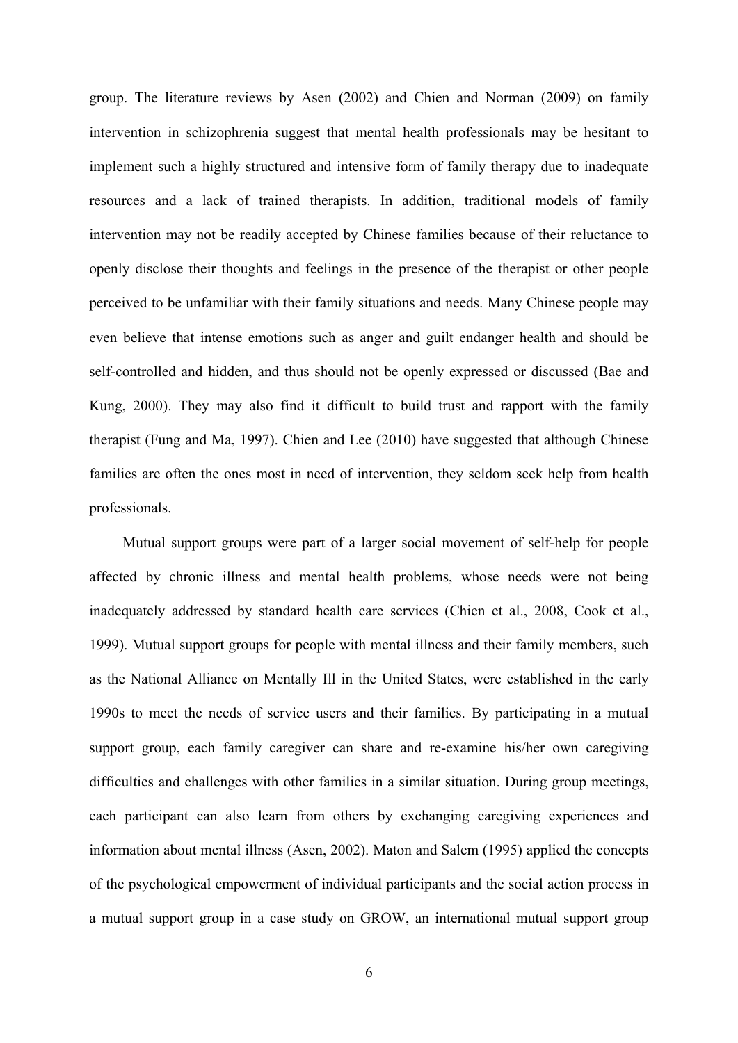group. The literature reviews by Asen (2002) and Chien and Norman (2009) on family intervention in schizophrenia suggest that mental health professionals may be hesitant to implement such a highly structured and intensive form of family therapy due to inadequate resources and a lack of trained therapists. In addition, traditional models of family intervention may not be readily accepted by Chinese families because of their reluctance to openly disclose their thoughts and feelings in the presence of the therapist or other people perceived to be unfamiliar with their family situations and needs. Many Chinese people may even believe that intense emotions such as anger and guilt endanger health and should be self-controlled and hidden, and thus should not be openly expressed or discussed (Bae and Kung, 2000). They may also find it difficult to build trust and rapport with the family therapist (Fung and Ma, 1997). Chien and Lee (2010) have suggested that although Chinese families are often the ones most in need of intervention, they seldom seek help from health professionals.

Mutual support groups were part of a larger social movement of self-help for people affected by chronic illness and mental health problems, whose needs were not being inadequately addressed by standard health care services (Chien et al., 2008, Cook et al., 1999). Mutual support groups for people with mental illness and their family members, such as the National Alliance on Mentally Ill in the United States, were established in the early 1990s to meet the needs of service users and their families. By participating in a mutual support group, each family caregiver can share and re-examine his/her own caregiving difficulties and challenges with other families in a similar situation. During group meetings, each participant can also learn from others by exchanging caregiving experiences and information about mental illness (Asen, 2002). Maton and Salem (1995) applied the concepts of the psychological empowerment of individual participants and the social action process in a mutual support group in a case study on GROW, an international mutual support group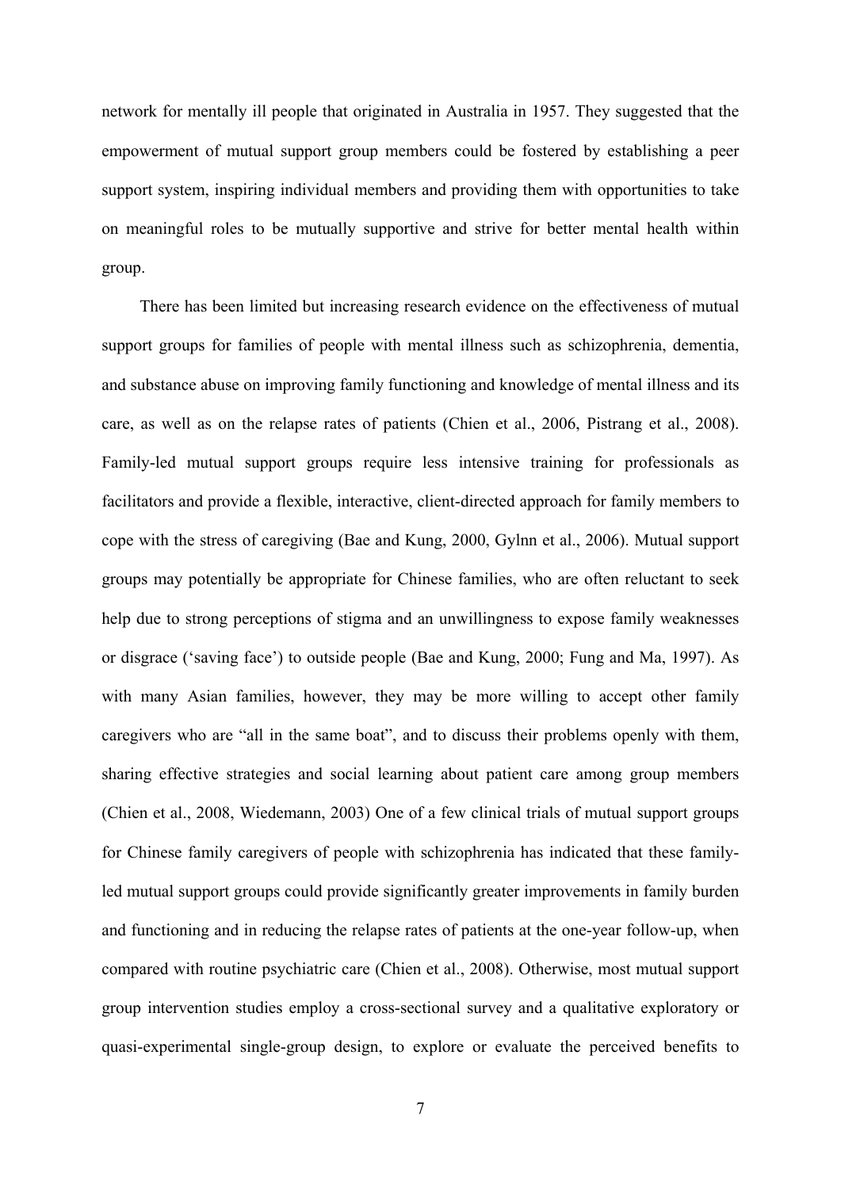network for mentally ill people that originated in Australia in 1957. They suggested that the empowerment of mutual support group members could be fostered by establishing a peer support system, inspiring individual members and providing them with opportunities to take on meaningful roles to be mutually supportive and strive for better mental health within group.

There has been limited but increasing research evidence on the effectiveness of mutual support groups for families of people with mental illness such as schizophrenia, dementia, and substance abuse on improving family functioning and knowledge of mental illness and its care, as well as on the relapse rates of patients (Chien et al., 2006, Pistrang et al., 2008). Family-led mutual support groups require less intensive training for professionals as facilitators and provide a flexible, interactive, client-directed approach for family members to cope with the stress of caregiving (Bae and Kung, 2000, Gylnn et al., 2006). Mutual support groups may potentially be appropriate for Chinese families, who are often reluctant to seek help due to strong perceptions of stigma and an unwillingness to expose family weaknesses or disgrace ('saving face') to outside people (Bae and Kung, 2000; Fung and Ma, 1997). As with many Asian families, however, they may be more willing to accept other family caregivers who are "all in the same boat", and to discuss their problems openly with them, sharing effective strategies and social learning about patient care among group members (Chien et al., 2008, Wiedemann, 2003) One of a few clinical trials of mutual support groups for Chinese family caregivers of people with schizophrenia has indicated that these family-led mutual support groups could provide significantly greater improvements in family burden and functioning and in reducing the relapse rates of patients at the one-year follow-up, when compared with routine psychiatric care (Chien et al., 2008). Otherwise, most mutual support group intervention studies employ a cross-sectional survey and a qualitative exploratory or quasi-experimental single-group design, to explore or evaluate the perceived benefits to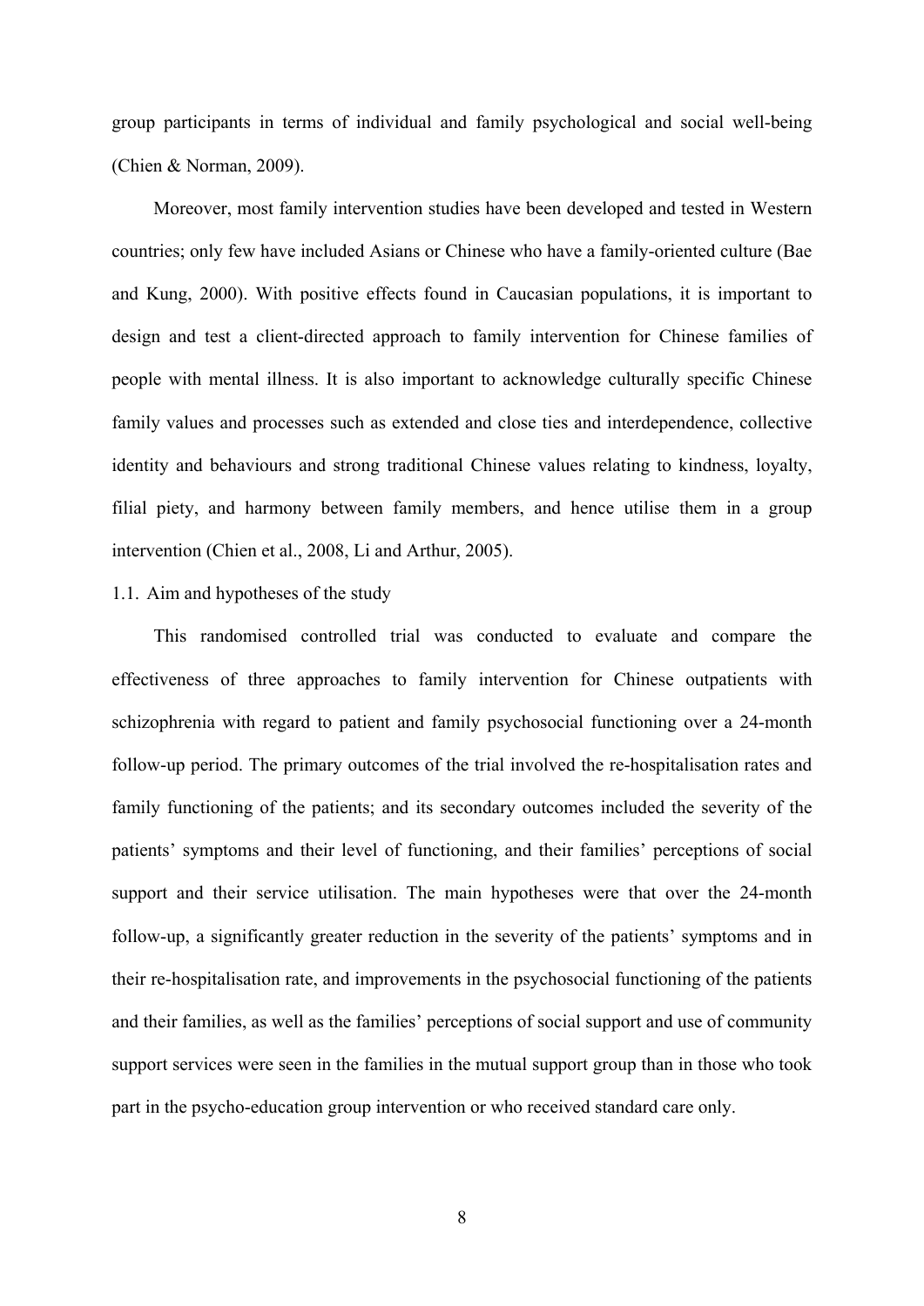group participants in terms of individual and family psychological and social well-being (Chien & Norman, 2009).

Moreover, most family intervention studies have been developed and tested in Western countries; only few have included Asians or Chinese who have a family-oriented culture (Bae and Kung, 2000). With positive effects found in Caucasian populations, it is important to design and test a client-directed approach to family intervention for Chinese families of people with mental illness. It is also important to acknowledge culturally specific Chinese family values and processes such as extended and close ties and interdependence, collective identity and behaviours and strong traditional Chinese values relating to kindness, loyalty, filial piety, and harmony between family members, and hence utilise them in a group intervention (Chien et al., 2008, Li and Arthur, 2005).

### 1.1. Aim and hypotheses of the study

This randomised controlled trial was conducted to evaluate and compare the effectiveness of three approaches to family intervention for Chinese outpatients with schizophrenia with regard to patient and family psychosocial functioning over a 24-month follow-up period. The primary outcomes of the trial involved the re-hospitalisation rates and family functioning of the patients; and its secondary outcomes included the severity of the patients' symptoms and their level of functioning, and their families' perceptions of social support and their service utilisation. The main hypotheses were that over the 24-month follow-up, a significantly greater reduction in the severity of the patients' symptoms and in their re-hospitalisation rate, and improvements in the psychosocial functioning of the patients and their families, as well as the families' perceptions of social support and use of community support services were seen in the families in the mutual support group than in those who took part in the psycho-education group intervention or who received standard care only.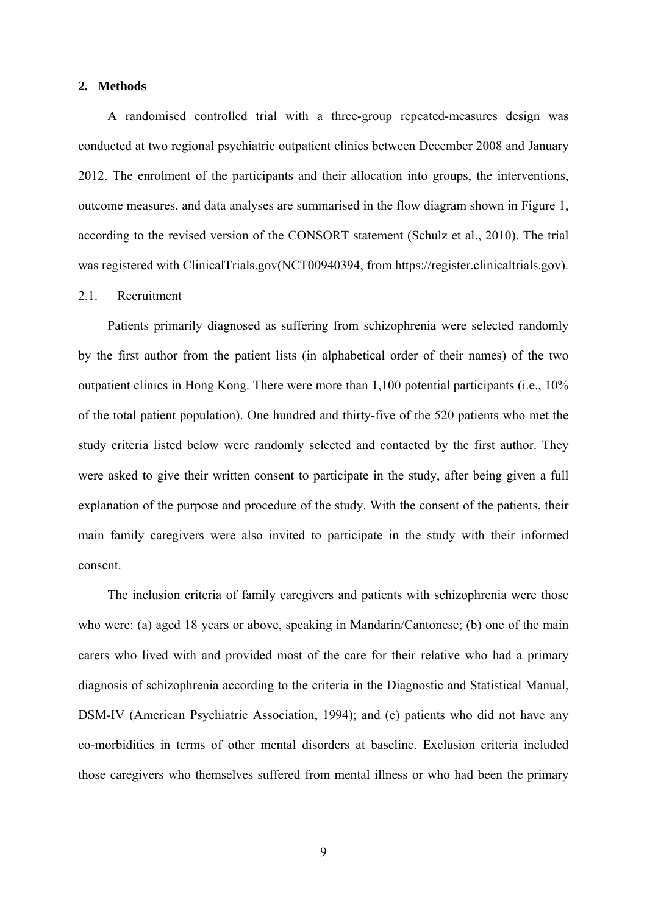## 2. Methods

A randomised controlled trial with a three-group repeated-measures design was conducted at two regional psychiatric outpatient clinics between December 2008 and January 2012. The enrolment of the participants and their allocation into groups, the interventions, outcome measures, and data analyses are summarised in the flow diagram shown in Figure 1, according to the revised version of the CONSORT statement (Schulz et al., 2010). The trial was registered with ClinicalTrials.gov(NCT00940394, from https://register.clinicaltrials.gov).

### 2.1. Recruitment

Patients primarily diagnosed as suffering from schizophrenia were selected randomly by the first author from the patient lists (in alphabetical order of their names) of the two outpatient clinics in Hong Kong. There were more than 1,100 potential participants (i.e., 10% of the total patient population). One hundred and thirty-five of the 520 patients who met the study criteria listed below were randomly selected and contacted by the first author. They were asked to give their written consent to participate in the study, after being given a full explanation of the purpose and procedure of the study. With the consent of the patients, their main family caregivers were also invited to participate in the study with their informed consent.

The inclusion criteria of family caregivers and patients with schizophrenia were those who were: (a) aged 18 years or above, speaking in Mandarin/Cantonese; (b) one of the main carers who lived with and provided most of the care for their relative who had a primary diagnosis of schizophrenia according to the criteria in the Diagnostic and Statistical Manual, DSM-IV (American Psychiatric Association, 1994); and (c) patients who did not have any co-morbidities in terms of other mental disorders at baseline. Exclusion criteria included those caregivers who themselves suffered from mental illness or who had been the primary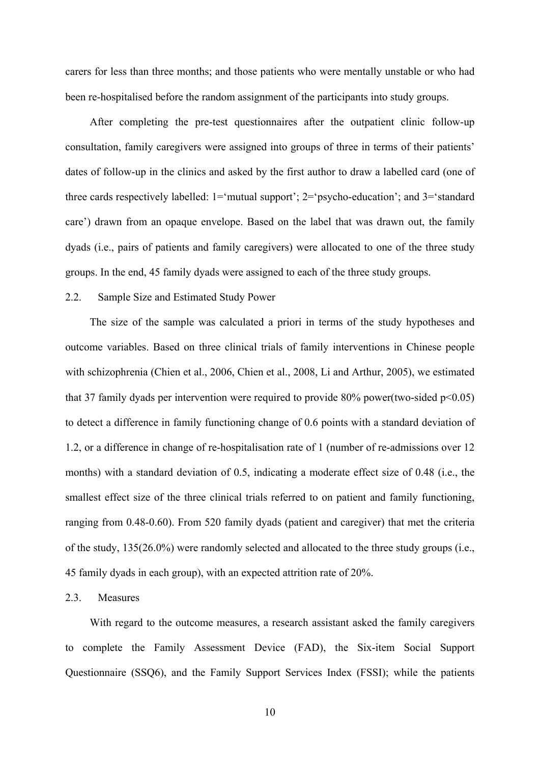carers for less than three months; and those patients who were mentally unstable or who had been re-hospitalised before the random assignment of the participants into study groups.

After completing the pre-test questionnaires after the outpatient clinic follow-up consultation, family caregivers were assigned into groups of three in terms of their patients' dates of follow-up in the clinics and asked by the first author to draw a labelled card (one of three cards respectively labelled: 1='mutual support'; 2='psycho-education'; and 3='standard care') drawn from an opaque envelope. Based on the label that was drawn out, the family dyads (i.e., pairs of patients and family caregivers) were allocated to one of the three study groups. In the end, 45 family dyads were assigned to each of the three study groups.

## 2.2. Sample Size and Estimated Study Power

The size of the sample was calculated a priori in terms of the study hypotheses and outcome variables. Based on three clinical trials of family interventions in Chinese people with schizophrenia (Chien et al., 2006, Chien et al., 2008, Li and Arthur, 2005), we estimated that 37 family dyads per intervention were required to provide 80% power(two-sided $p<0.05$) to detect a difference in family functioning change of 0.6 points with a standard deviation of 1.2, or a difference in change of re-hospitalisation rate of 1 (number of re-admissions over 12 months) with a standard deviation of 0.5, indicating a moderate effect size of 0.48 (i.e., the smallest effect size of the three clinical trials referred to on patient and family functioning, ranging from 0.48-0.60). From 520 family dyads (patient and caregiver) that met the criteria of the study, 135(26.0%) were randomly selected and allocated to the three study groups (i.e., 45 family dyads in each group), with an expected attrition rate of 20%.

## 2.3. Measures

With regard to the outcome measures, a research assistant asked the family caregivers to complete the Family Assessment Device (FAD), the Six-item Social Support Questionnaire (SSQ6), and the Family Support Services Index (FSSI); while the patients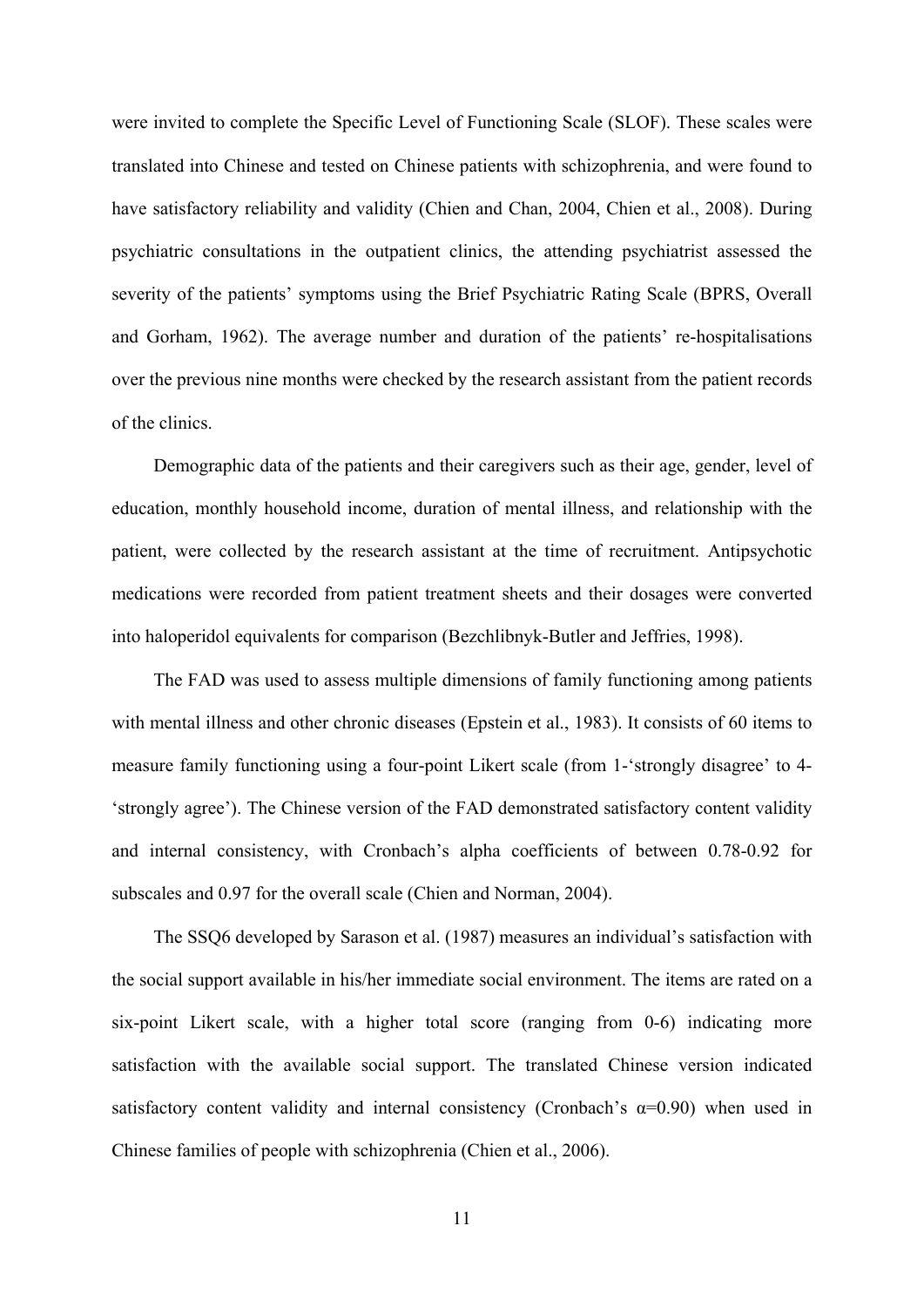were invited to complete the Specific Level of Functioning Scale (SLOF). These scales were translated into Chinese and tested on Chinese patients with schizophrenia, and were found to have satisfactory reliability and validity (Chien and Chan, 2004, Chien et al., 2008). During psychiatric consultations in the outpatient clinics, the attending psychiatrist assessed the severity of the patients' symptoms using the Brief Psychiatric Rating Scale (BPRS, Overall and Gorham, 1962). The average number and duration of the patients' re-hospitalisations over the previous nine months were checked by the research assistant from the patient records of the clinics.

Demographic data of the patients and their caregivers such as their age, gender, level of education, monthly household income, duration of mental illness, and relationship with the patient, were collected by the research assistant at the time of recruitment. Antipsychotic medications were recorded from patient treatment sheets and their dosages were converted into haloperidol equivalents for comparison (Bezchlibnyk-Butler and Jeffries, 1998).

The FAD was used to assess multiple dimensions of family functioning among patients with mental illness and other chronic diseases (Epstein et al., 1983). It consists of 60 items to measure family functioning using a four-point Likert scale (from 1-'strongly disagree' to 4-'strongly agree'). The Chinese version of the FAD demonstrated satisfactory content validity and internal consistency, with Cronbach's alpha coefficients of between 0.78-0.92 for subscales and 0.97 for the overall scale (Chien and Norman, 2004).

The SSQ6 developed by Sarason et al. (1987) measures an individual's satisfaction with the social support available in his/her immediate social environment. The items are rated on a six-point Likert scale, with a higher total score (ranging from 0-6) indicating more satisfaction with the available social support. The translated Chinese version indicated satisfactory content validity and internal consistency (Cronbach's $\alpha$=0.90) when used in Chinese families of people with schizophrenia (Chien et al., 2006).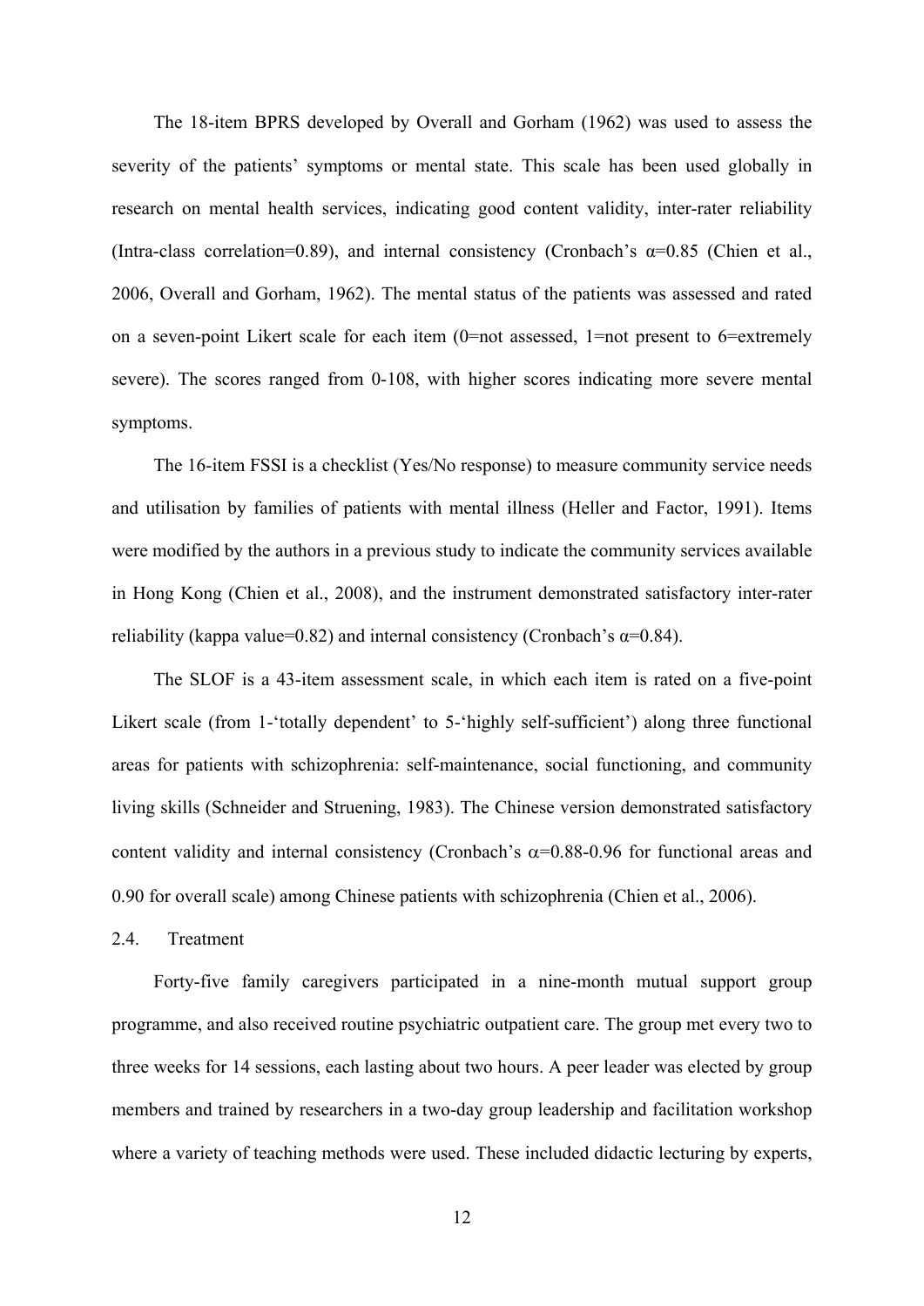The 18-item BPRS developed by Overall and Gorham (1962) was used to assess the severity of the patients' symptoms or mental state. This scale has been used globally in research on mental health services, indicating good content validity, inter-rater reliability (Intra-class correlation=0.89), and internal consistency (Cronbach's α=0.85 (Chien et al., 2006, Overall and Gorham, 1962). The mental status of the patients was assessed and rated on a seven-point Likert scale for each item (0=not assessed, 1=not present to 6=extremely severe). The scores ranged from 0-108, with higher scores indicating more severe mental symptoms.

The 16-item FSSI is a checklist (Yes/No response) to measure community service needs and utilisation by families of patients with mental illness (Heller and Factor, 1991). Items were modified by the authors in a previous study to indicate the community services available in Hong Kong (Chien et al., 2008), and the instrument demonstrated satisfactory inter-rater reliability (kappa value=0.82) and internal consistency (Cronbach's α=0.84).

The SLOF is a 43-item assessment scale, in which each item is rated on a five-point Likert scale (from 1-'totally dependent' to 5-'highly self-sufficient') along three functional areas for patients with schizophrenia: self-maintenance, social functioning, and community living skills (Schneider and Struening, 1983). The Chinese version demonstrated satisfactory content validity and internal consistency (Cronbach's α=0.88-0.96 for functional areas and 0.90 for overall scale) among Chinese patients with schizophrenia (Chien et al., 2006).

### 2.4. Treatment

Forty-five family caregivers participated in a nine-month mutual support group programme, and also received routine psychiatric outpatient care. The group met every two to three weeks for 14 sessions, each lasting about two hours. A peer leader was elected by group members and trained by researchers in a two-day group leadership and facilitation workshop where a variety of teaching methods were used. These included didactic lecturing by experts,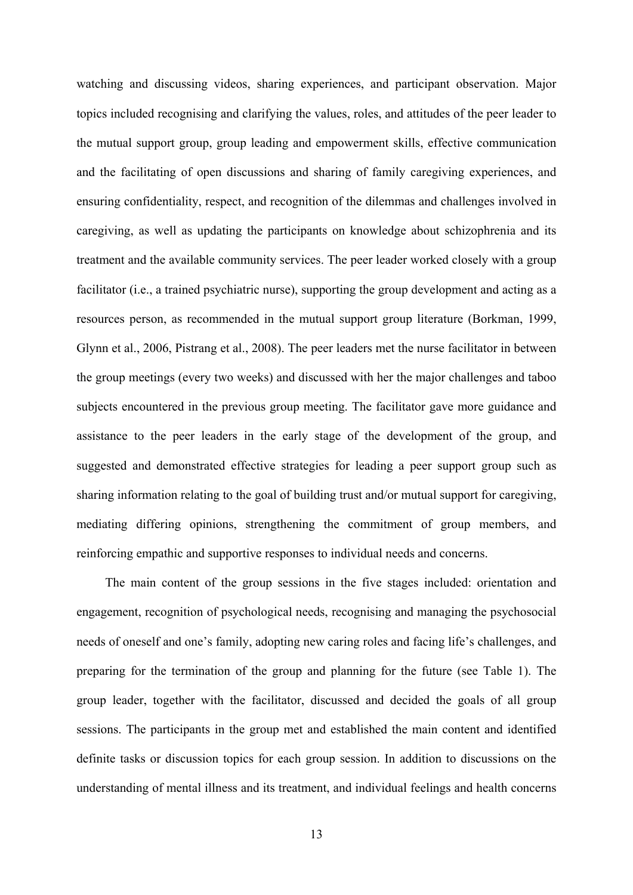watching and discussing videos, sharing experiences, and participant observation. Major topics included recognising and clarifying the values, roles, and attitudes of the peer leader to the mutual support group, group leading and empowerment skills, effective communication and the facilitating of open discussions and sharing of family caregiving experiences, and ensuring confidentiality, respect, and recognition of the dilemmas and challenges involved in caregiving, as well as updating the participants on knowledge about schizophrenia and its treatment and the available community services. The peer leader worked closely with a group facilitator (i.e., a trained psychiatric nurse), supporting the group development and acting as a resources person, as recommended in the mutual support group literature (Borkman, 1999, Glynn et al., 2006, Pistrang et al., 2008). The peer leaders met the nurse facilitator in between the group meetings (every two weeks) and discussed with her the major challenges and taboo subjects encountered in the previous group meeting. The facilitator gave more guidance and assistance to the peer leaders in the early stage of the development of the group, and suggested and demonstrated effective strategies for leading a peer support group such as sharing information relating to the goal of building trust and/or mutual support for caregiving, mediating differing opinions, strengthening the commitment of group members, and reinforcing empathic and supportive responses to individual needs and concerns.

The main content of the group sessions in the five stages included: orientation and engagement, recognition of psychological needs, recognising and managing the psychosocial needs of oneself and one's family, adopting new caring roles and facing life's challenges, and preparing for the termination of the group and planning for the future (see Table 1). The group leader, together with the facilitator, discussed and decided the goals of all group sessions. The participants in the group met and established the main content and identified definite tasks or discussion topics for each group session. In addition to discussions on the understanding of mental illness and its treatment, and individual feelings and health concerns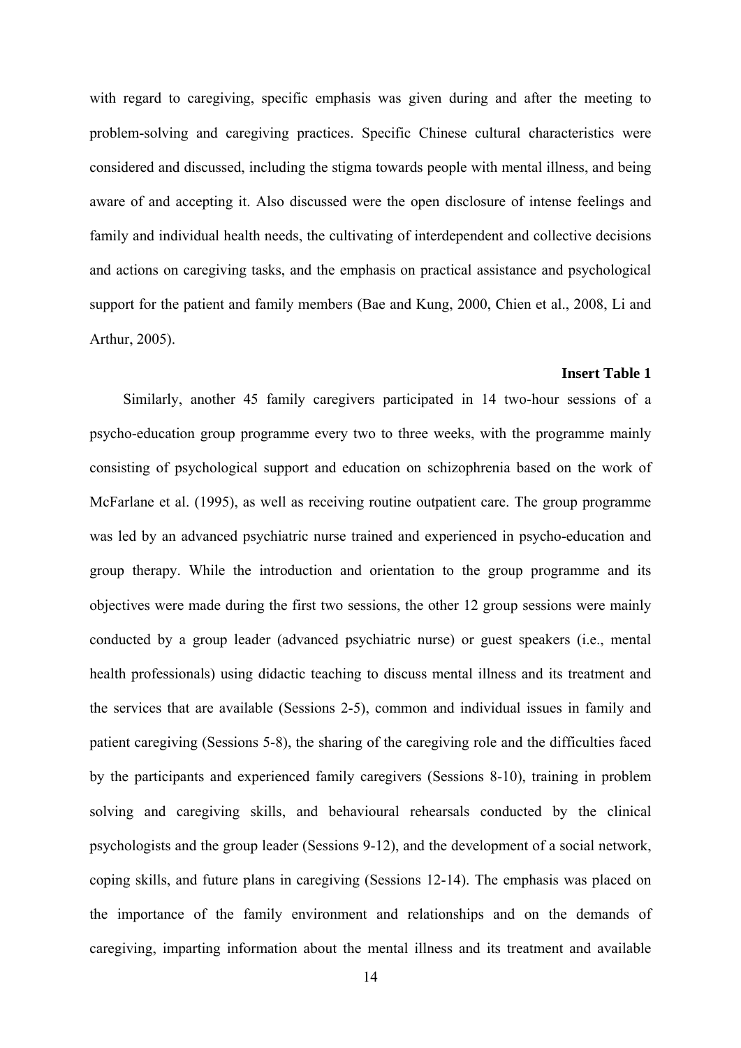with regard to caregiving, specific emphasis was given during and after the meeting to problem-solving and caregiving practices. Specific Chinese cultural characteristics were considered and discussed, including the stigma towards people with mental illness, and being aware of and accepting it. Also discussed were the open disclosure of intense feelings and family and individual health needs, the cultivating of interdependent and collective decisions and actions on caregiving tasks, and the emphasis on practical assistance and psychological support for the patient and family members (Bae and Kung, 2000, Chien et al., 2008, Li and Arthur, 2005).

**Insert Table 1**

Similarly, another 45 family caregivers participated in 14 two-hour sessions of a psycho-education group programme every two to three weeks, with the programme mainly consisting of psychological support and education on schizophrenia based on the work of McFarlane et al. (1995), as well as receiving routine outpatient care. The group programme was led by an advanced psychiatric nurse trained and experienced in psycho-education and group therapy. While the introduction and orientation to the group programme and its objectives were made during the first two sessions, the other 12 group sessions were mainly conducted by a group leader (advanced psychiatric nurse) or guest speakers (i.e., mental health professionals) using didactic teaching to discuss mental illness and its treatment and the services that are available (Sessions 2-5), common and individual issues in family and patient caregiving (Sessions 5-8), the sharing of the caregiving role and the difficulties faced by the participants and experienced family caregivers (Sessions 8-10), training in problem solving and caregiving skills, and behavioural rehearsals conducted by the clinical psychologists and the group leader (Sessions 9-12), and the development of a social network, coping skills, and future plans in caregiving (Sessions 12-14). The emphasis was placed on the importance of the family environment and relationships and on the demands of caregiving, imparting information about the mental illness and its treatment and available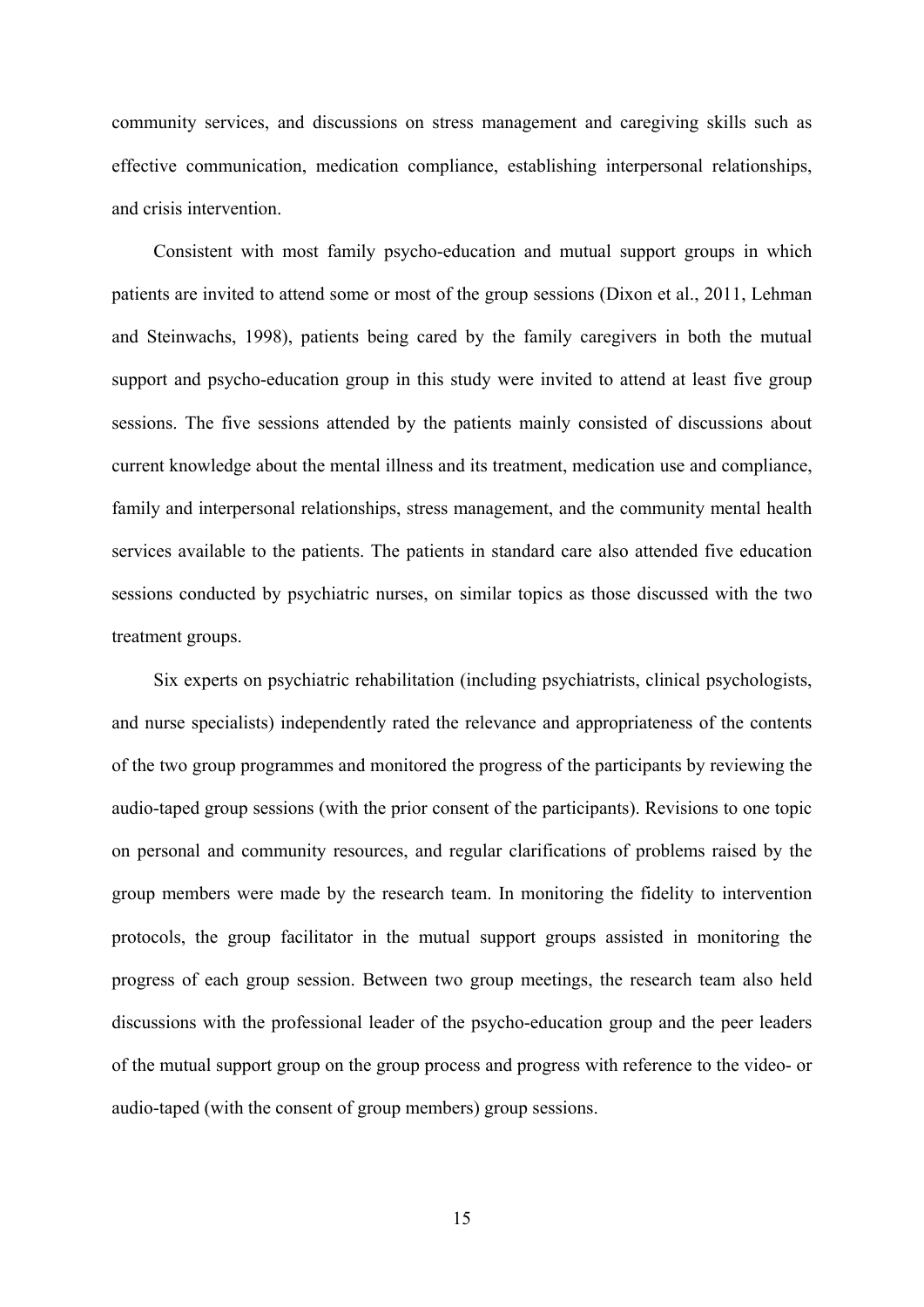community services, and discussions on stress management and caregiving skills such as effective communication, medication compliance, establishing interpersonal relationships, and crisis intervention.

Consistent with most family psycho-education and mutual support groups in which patients are invited to attend some or most of the group sessions (Dixon et al., 2011, Lehman and Steinwachs, 1998), patients being cared by the family caregivers in both the mutual support and psycho-education group in this study were invited to attend at least five group sessions. The five sessions attended by the patients mainly consisted of discussions about current knowledge about the mental illness and its treatment, medication use and compliance, family and interpersonal relationships, stress management, and the community mental health services available to the patients. The patients in standard care also attended five education sessions conducted by psychiatric nurses, on similar topics as those discussed with the two treatment groups.

Six experts on psychiatric rehabilitation (including psychiatrists, clinical psychologists, and nurse specialists) independently rated the relevance and appropriateness of the contents of the two group programmes and monitored the progress of the participants by reviewing the audio-taped group sessions (with the prior consent of the participants). Revisions to one topic on personal and community resources, and regular clarifications of problems raised by the group members were made by the research team. In monitoring the fidelity to intervention protocols, the group facilitator in the mutual support groups assisted in monitoring the progress of each group session. Between two group meetings, the research team also held discussions with the professional leader of the psycho-education group and the peer leaders of the mutual support group on the group process and progress with reference to the video- or audio-taped (with the consent of group members) group sessions.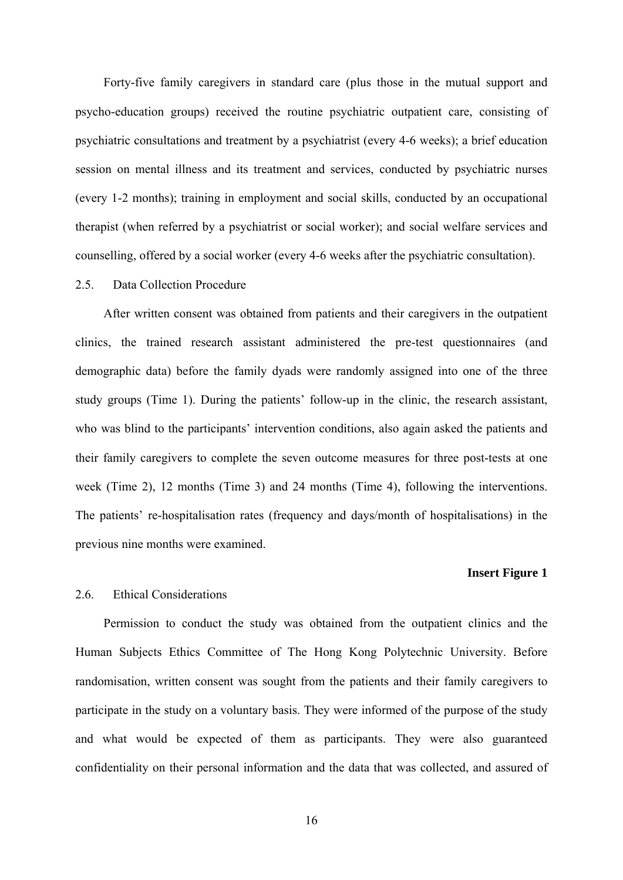Forty-five family caregivers in standard care (plus those in the mutual support and psycho-education groups) received the routine psychiatric outpatient care, consisting of psychiatric consultations and treatment by a psychiatrist (every 4-6 weeks); a brief education session on mental illness and its treatment and services, conducted by psychiatric nurses (every 1-2 months); training in employment and social skills, conducted by an occupational therapist (when referred by a psychiatrist or social worker); and social welfare services and counselling, offered by a social worker (every 4-6 weeks after the psychiatric consultation).

### 2.5. Data Collection Procedure

After written consent was obtained from patients and their caregivers in the outpatient clinics, the trained research assistant administered the pre-test questionnaires (and demographic data) before the family dyads were randomly assigned into one of the three study groups (Time 1). During the patients' follow-up in the clinic, the research assistant, who was blind to the participants' intervention conditions, also again asked the patients and their family caregivers to complete the seven outcome measures for three post-tests at one week (Time 2), 12 months (Time 3) and 24 months (Time 4), following the interventions. The patients' re-hospitalisation rates (frequency and days/month of hospitalisations) in the previous nine months were examined.

**Insert Figure 1**

### 2.6. Ethical Considerations

Permission to conduct the study was obtained from the outpatient clinics and the Human Subjects Ethics Committee of The Hong Kong Polytechnic University. Before randomisation, written consent was sought from the patients and their family caregivers to participate in the study on a voluntary basis. They were informed of the purpose of the study and what would be expected of them as participants. They were also guaranteed confidentiality on their personal information and the data that was collected, and assured of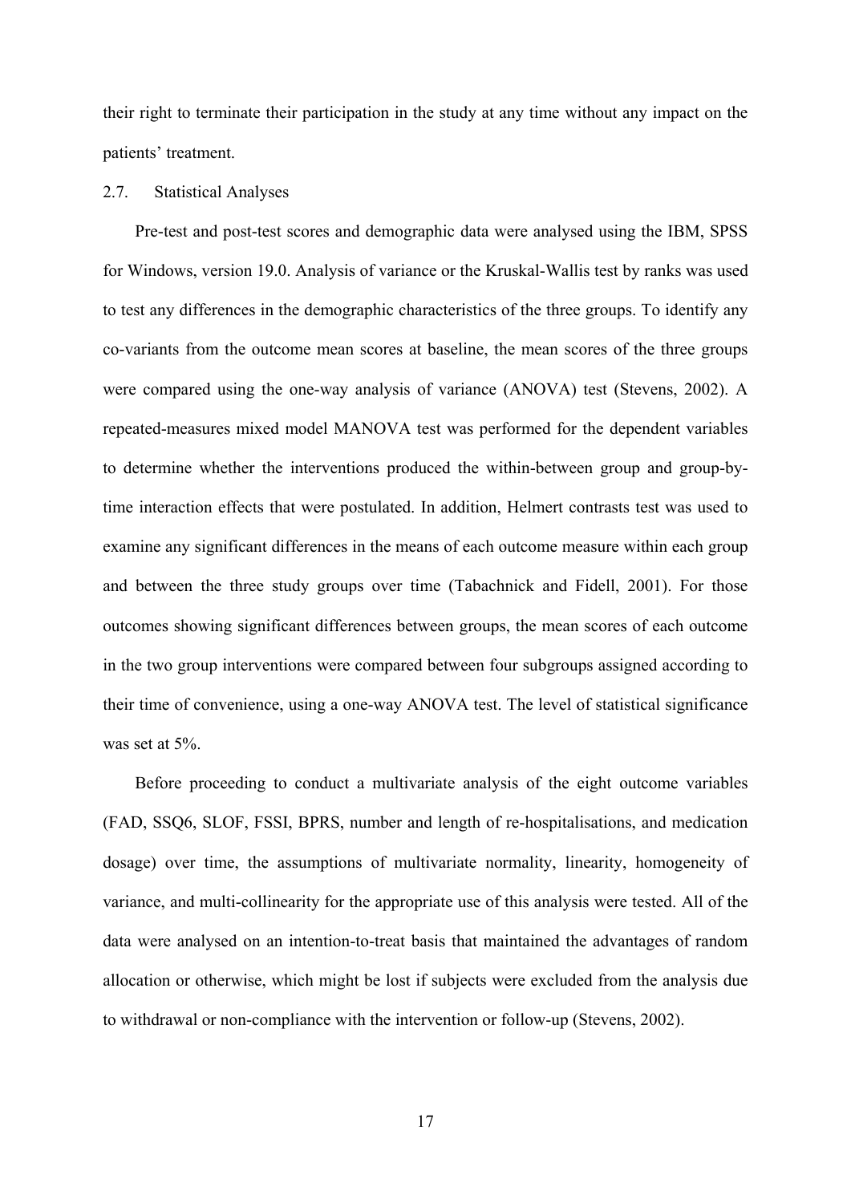their right to terminate their participation in the study at any time without any impact on the patients' treatment.

### 2.7. Statistical Analyses

Pre-test and post-test scores and demographic data were analysed using the IBM, SPSS for Windows, version 19.0. Analysis of variance or the Kruskal-Wallis test by ranks was used to test any differences in the demographic characteristics of the three groups. To identify any co-variants from the outcome mean scores at baseline, the mean scores of the three groups were compared using the one-way analysis of variance (ANOVA) test (Stevens, 2002). A repeated-measures mixed model MANOVA test was performed for the dependent variables to determine whether the interventions produced the within-between group and group-by-time interaction effects that were postulated. In addition, Helmert contrasts test was used to examine any significant differences in the means of each outcome measure within each group and between the three study groups over time (Tabachnick and Fidell, 2001). For those outcomes showing significant differences between groups, the mean scores of each outcome in the two group interventions were compared between four subgroups assigned according to their time of convenience, using a one-way ANOVA test. The level of statistical significance was set at 5%.

Before proceeding to conduct a multivariate analysis of the eight outcome variables (FAD, SSQ6, SLOF, FSSI, BPRS, number and length of re-hospitalisations, and medication dosage) over time, the assumptions of multivariate normality, linearity, homogeneity of variance, and multi-collinearity for the appropriate use of this analysis were tested. All of the data were analysed on an intention-to-treat basis that maintained the advantages of random allocation or otherwise, which might be lost if subjects were excluded from the analysis due to withdrawal or non-compliance with the intervention or follow-up (Stevens, 2002).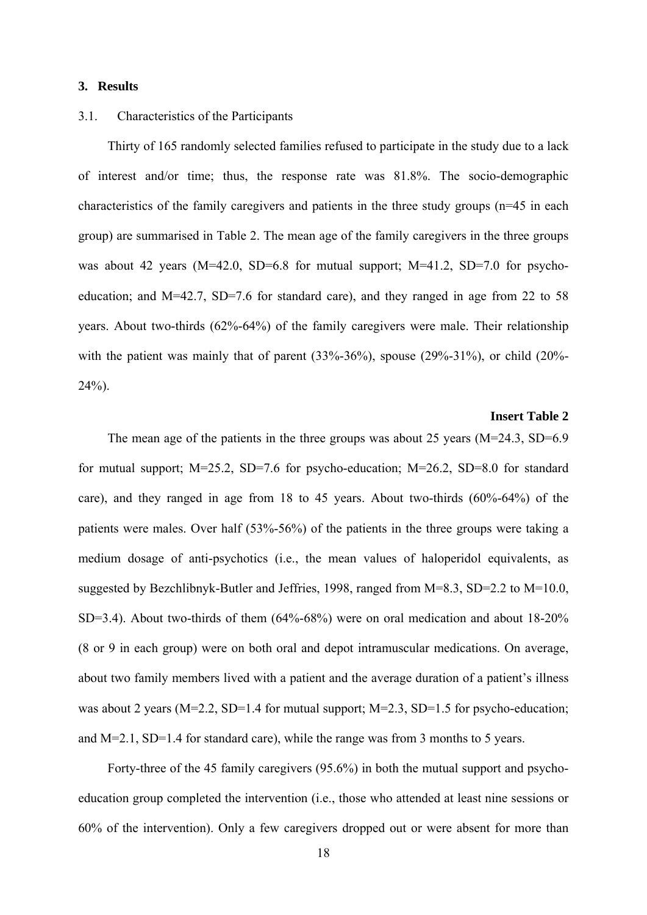## 3. Results

### 3.1. Characteristics of the Participants

Thirty of 165 randomly selected families refused to participate in the study due to a lack of interest and/or time; thus, the response rate was 81.8%. The socio-demographic characteristics of the family caregivers and patients in the three study groups (n=45 in each group) are summarised in Table 2. The mean age of the family caregivers in the three groups was about 42 years (M=42.0, SD=6.8 for mutual support; M=41.2, SD=7.0 for psycho-education; and M=42.7, SD=7.6 for standard care), and they ranged in age from 22 to 58 years. About two-thirds (62%-64%) of the family caregivers were male. Their relationship with the patient was mainly that of parent (33%-36%), spouse (29%-31%), or child (20%-24%).

**Insert Table 2**

The mean age of the patients in the three groups was about 25 years (M=24.3, SD=6.9 for mutual support; M=25.2, SD=7.6 for psycho-education; M=26.2, SD=8.0 for standard care), and they ranged in age from 18 to 45 years. About two-thirds (60%-64%) of the patients were males. Over half (53%-56%) of the patients in the three groups were taking a medium dosage of anti-psychotics (i.e., the mean values of haloperidol equivalents, as suggested by Bezchlibnyk-Butler and Jeffries, 1998, ranged from M=8.3, SD=2.2 to M=10.0, SD=3.4). About two-thirds of them (64%-68%) were on oral medication and about 18-20% (8 or 9 in each group) were on both oral and depot intramuscular medications. On average, about two family members lived with a patient and the average duration of a patient's illness was about 2 years (M=2.2, SD=1.4 for mutual support; M=2.3, SD=1.5 for psycho-education; and M=2.1, SD=1.4 for standard care), while the range was from 3 months to 5 years.

Forty-three of the 45 family caregivers (95.6%) in both the mutual support and psycho-education group completed the intervention (i.e., those who attended at least nine sessions or 60% of the intervention). Only a few caregivers dropped out or were absent for more than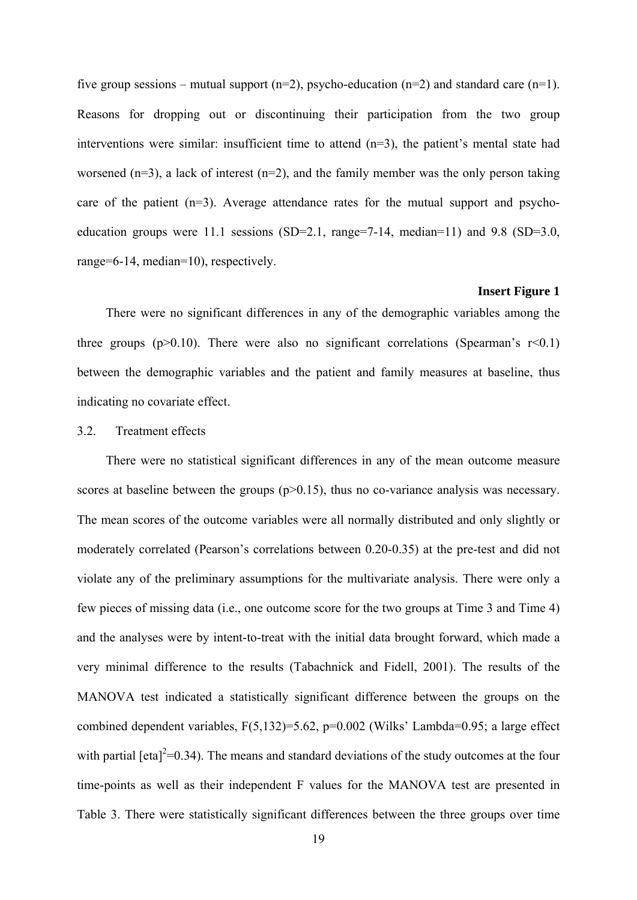five group sessions – mutual support (n=2), psycho-education (n=2) and standard care (n=1). Reasons for dropping out or discontinuing their participation from the two group interventions were similar: insufficient time to attend (n=3), the patient's mental state had worsened (n=3), a lack of interest (n=2), and the family member was the only person taking care of the patient (n=3). Average attendance rates for the mutual support and psycho-education groups were 11.1 sessions (SD=2.1, range=7-14, median=11) and 9.8 (SD=3.0, range=6-14, median=10), respectively.

**Insert Figure 1**

There were no significant differences in any of the demographic variables among the three groups ($p>0.10$). There were also no significant correlations (Spearman's $r<0.1$) between the demographic variables and the patient and family measures at baseline, thus indicating no covariate effect.

3.2. Treatment effects

There were no statistical significant differences in any of the mean outcome measure scores at baseline between the groups ($p>0.15$), thus no co-variance analysis was necessary. The mean scores of the outcome variables were all normally distributed and only slightly or moderately correlated (Pearson's correlations between 0.20-0.35) at the pre-test and did not violate any of the preliminary assumptions for the multivariate analysis. There were only a few pieces of missing data (i.e., one outcome score for the two groups at Time 3 and Time 4) and the analyses were by intent-to-treat with the initial data brought forward, which made a very minimal difference to the results (Tabachnick and Fidell, 2001). The results of the MANOVA test indicated a statistically significant difference between the groups on the combined dependent variables, $F(5,132)=5.62$, $p=0.002$ (Wilks' Lambda=0.95; a large effect with partial $[\text{eta}]^2=0.34$). The means and standard deviations of the study outcomes at the four time-points as well as their independent F values for the MANOVA test are presented in Table 3. There were statistically significant differences between the three groups over time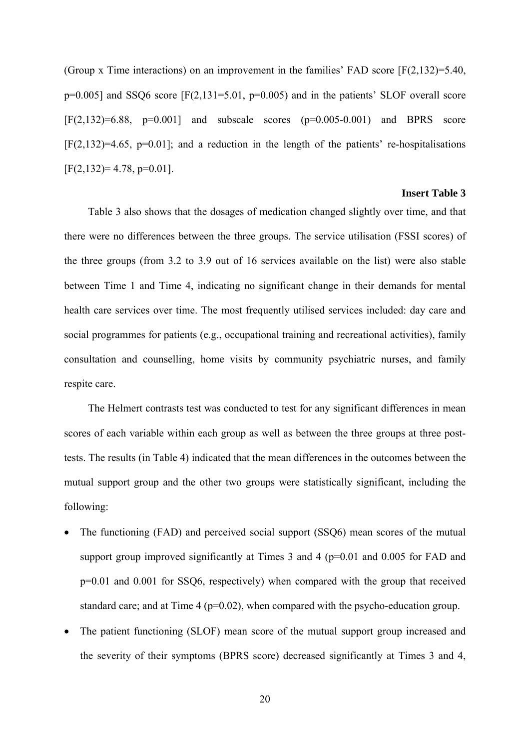(Group x Time interactions) on an improvement in the families' FAD score [$F(2,132)=5.40$, $p=0.005$] and SSQ6 score [$F(2,131=5.01$, $p=0.005$) and in the patients' SLOF overall score [$F(2,132)=6.88$, $p=0.001$] and subscale scores ($p=0.005$-$0.001$) and BPRS score [$F(2,132)=4.65$, $p=0.01$]; and a reduction in the length of the patients' re-hospitalisations [$F(2,132)= 4.78$, $p=0.01$].

**Insert Table 3**

Table 3 also shows that the dosages of medication changed slightly over time, and that there were no differences between the three groups. The service utilisation (FSSI scores) of the three groups (from 3.2 to 3.9 out of 16 services available on the list) were also stable between Time 1 and Time 4, indicating no significant change in their demands for mental health care services over time. The most frequently utilised services included: day care and social programmes for patients (e.g., occupational training and recreational activities), family consultation and counselling, home visits by community psychiatric nurses, and family respite care.

The Helmert contrasts test was conducted to test for any significant differences in mean scores of each variable within each group as well as between the three groups at three post-tests. The results (in Table 4) indicated that the mean differences in the outcomes between the mutual support group and the other two groups were statistically significant, including the following:

- The functioning (FAD) and perceived social support (SSQ6) mean scores of the mutual support group improved significantly at Times 3 and 4 ($p=0.01$ and $0.005$ for FAD and $p=0.01$ and $0.001$ for SSQ6, respectively) when compared with the group that received standard care; and at Time 4 ($p=0.02$), when compared with the psycho-education group.
- The patient functioning (SLOF) mean score of the mutual support group increased and the severity of their symptoms (BPRS score) decreased significantly at Times 3 and 4,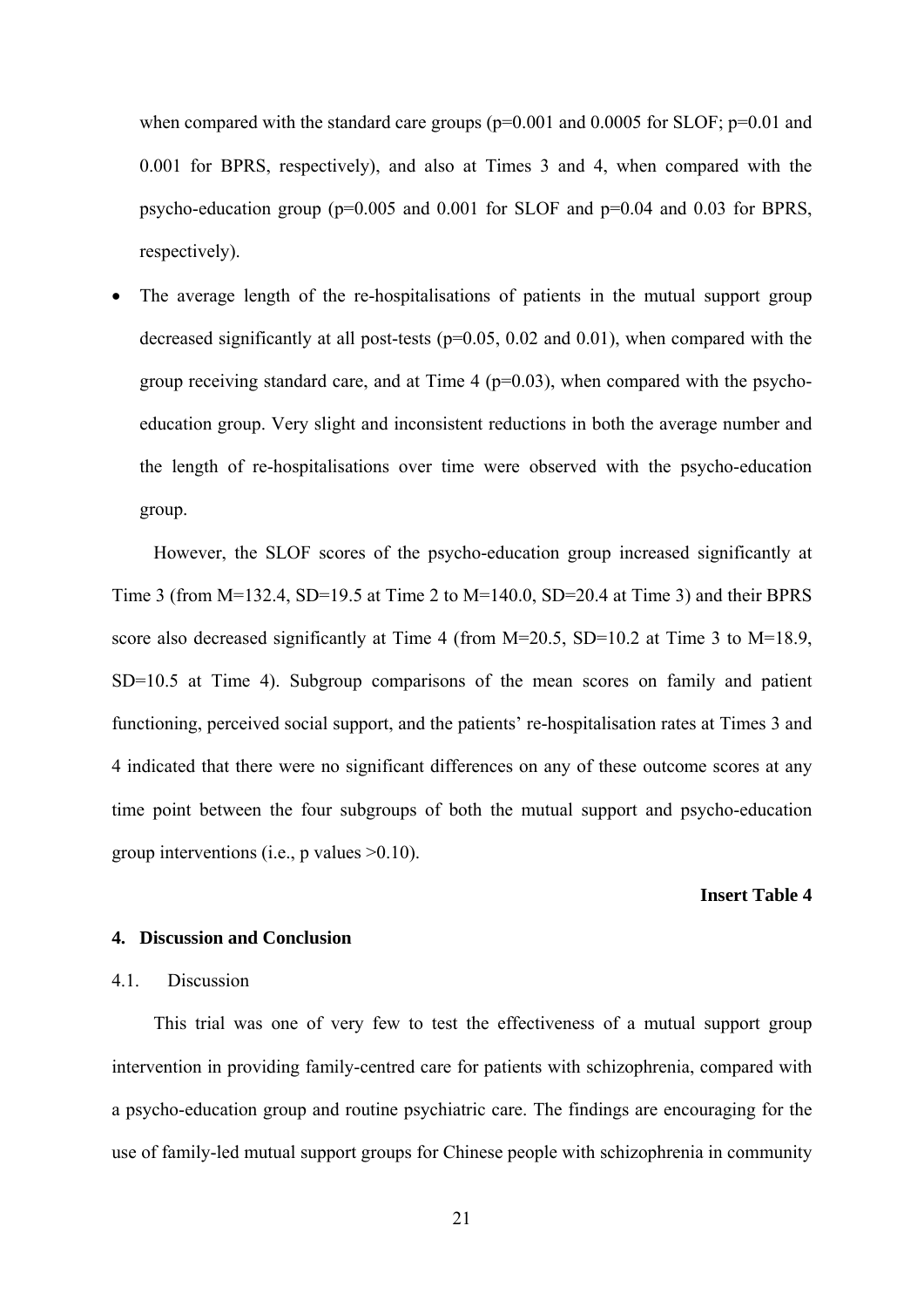when compared with the standard care groups ($p=0.001$ and $0.0005$ for SLOF; $p=0.01$ and $0.001$ for BPRS, respectively), and also at Times 3 and 4, when compared with the psycho-education group ($p=0.005$ and $0.001$ for SLOF and $p=0.04$ and $0.03$ for BPRS, respectively).

- The average length of the re-hospitalisations of patients in the mutual support group decreased significantly at all post-tests ($p=0.05$, $0.02$ and $0.01$), when compared with the group receiving standard care, and at Time 4 ($p=0.03$), when compared with the psycho-education group. Very slight and inconsistent reductions in both the average number and the length of re-hospitalisations over time were observed with the psycho-education group.

However, the SLOF scores of the psycho-education group increased significantly at Time 3 (from $M=132.4$, $SD=19.5$ at Time 2 to $M=140.0$, $SD=20.4$ at Time 3) and their BPRS score also decreased significantly at Time 4 (from $M=20.5$, $SD=10.2$ at Time 3 to $M=18.9$, $SD=10.5$ at Time 4). Subgroup comparisons of the mean scores on family and patient functioning, perceived social support, and the patients' re-hospitalisation rates at Times 3 and 4 indicated that there were no significant differences on any of these outcome scores at any time point between the four subgroups of both the mutual support and psycho-education group interventions (i.e., p values $>0.10$).

**Insert Table 4**

## 4. Discussion and Conclusion

### 4.1. Discussion

This trial was one of very few to test the effectiveness of a mutual support group intervention in providing family-centred care for patients with schizophrenia, compared with a psycho-education group and routine psychiatric care. The findings are encouraging for the use of family-led mutual support groups for Chinese people with schizophrenia in community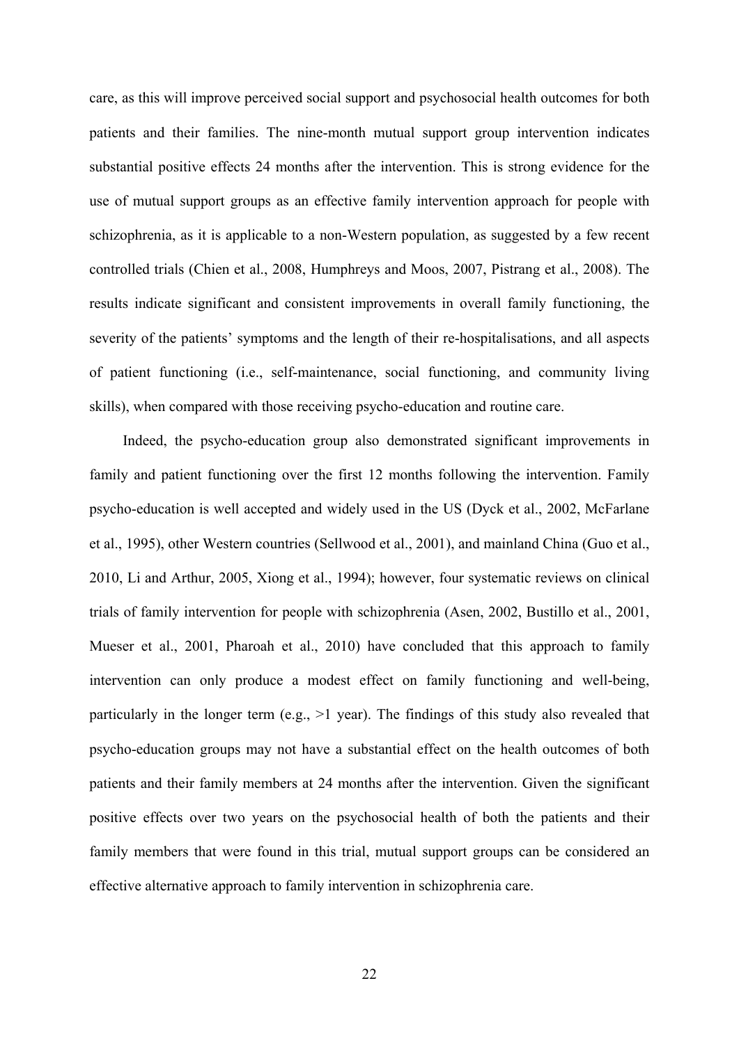care, as this will improve perceived social support and psychosocial health outcomes for both patients and their families. The nine-month mutual support group intervention indicates substantial positive effects 24 months after the intervention. This is strong evidence for the use of mutual support groups as an effective family intervention approach for people with schizophrenia, as it is applicable to a non-Western population, as suggested by a few recent controlled trials (Chien et al., 2008, Humphreys and Moos, 2007, Pistrang et al., 2008). The results indicate significant and consistent improvements in overall family functioning, the severity of the patients' symptoms and the length of their re-hospitalisations, and all aspects of patient functioning (i.e., self-maintenance, social functioning, and community living skills), when compared with those receiving psycho-education and routine care.

Indeed, the psycho-education group also demonstrated significant improvements in family and patient functioning over the first 12 months following the intervention. Family psycho-education is well accepted and widely used in the US (Dyck et al., 2002, McFarlane et al., 1995), other Western countries (Sellwood et al., 2001), and mainland China (Guo et al., 2010, Li and Arthur, 2005, Xiong et al., 1994); however, four systematic reviews on clinical trials of family intervention for people with schizophrenia (Asen, 2002, Bustillo et al., 2001, Mueser et al., 2001, Pharoah et al., 2010) have concluded that this approach to family intervention can only produce a modest effect on family functioning and well-being, particularly in the longer term (e.g., >1 year). The findings of this study also revealed that psycho-education groups may not have a substantial effect on the health outcomes of both patients and their family members at 24 months after the intervention. Given the significant positive effects over two years on the psychosocial health of both the patients and their family members that were found in this trial, mutual support groups can be considered an effective alternative approach to family intervention in schizophrenia care.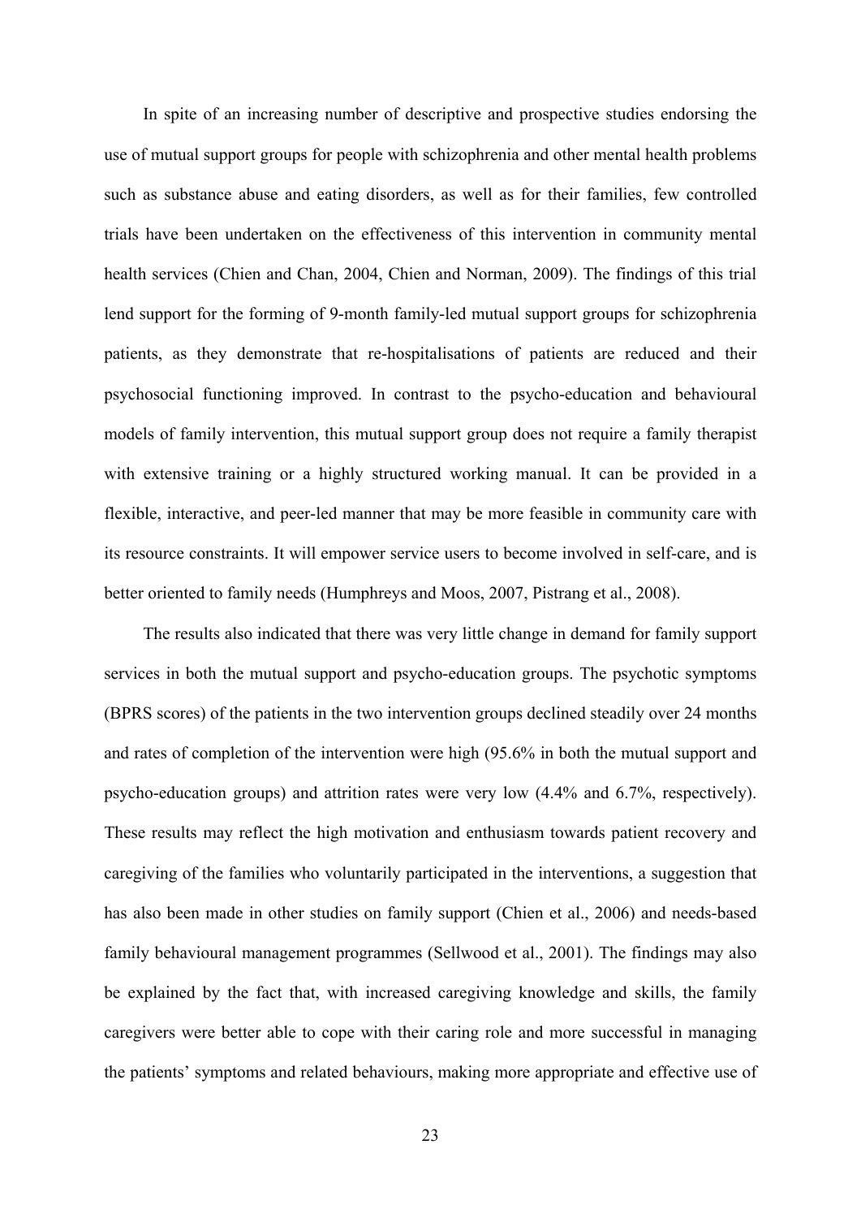In spite of an increasing number of descriptive and prospective studies endorsing the use of mutual support groups for people with schizophrenia and other mental health problems such as substance abuse and eating disorders, as well as for their families, few controlled trials have been undertaken on the effectiveness of this intervention in community mental health services (Chien and Chan, 2004, Chien and Norman, 2009). The findings of this trial lend support for the forming of 9-month family-led mutual support groups for schizophrenia patients, as they demonstrate that re-hospitalisations of patients are reduced and their psychosocial functioning improved. In contrast to the psycho-education and behavioural models of family intervention, this mutual support group does not require a family therapist with extensive training or a highly structured working manual. It can be provided in a flexible, interactive, and peer-led manner that may be more feasible in community care with its resource constraints. It will empower service users to become involved in self-care, and is better oriented to family needs (Humphreys and Moos, 2007, Pistrang et al., 2008).

The results also indicated that there was very little change in demand for family support services in both the mutual support and psycho-education groups. The psychotic symptoms (BPRS scores) of the patients in the two intervention groups declined steadily over 24 months and rates of completion of the intervention were high (95.6% in both the mutual support and psycho-education groups) and attrition rates were very low (4.4% and 6.7%, respectively). These results may reflect the high motivation and enthusiasm towards patient recovery and caregiving of the families who voluntarily participated in the interventions, a suggestion that has also been made in other studies on family support (Chien et al., 2006) and needs-based family behavioural management programmes (Sellwood et al., 2001). The findings may also be explained by the fact that, with increased caregiving knowledge and skills, the family caregivers were better able to cope with their caring role and more successful in managing the patients' symptoms and related behaviours, making more appropriate and effective use of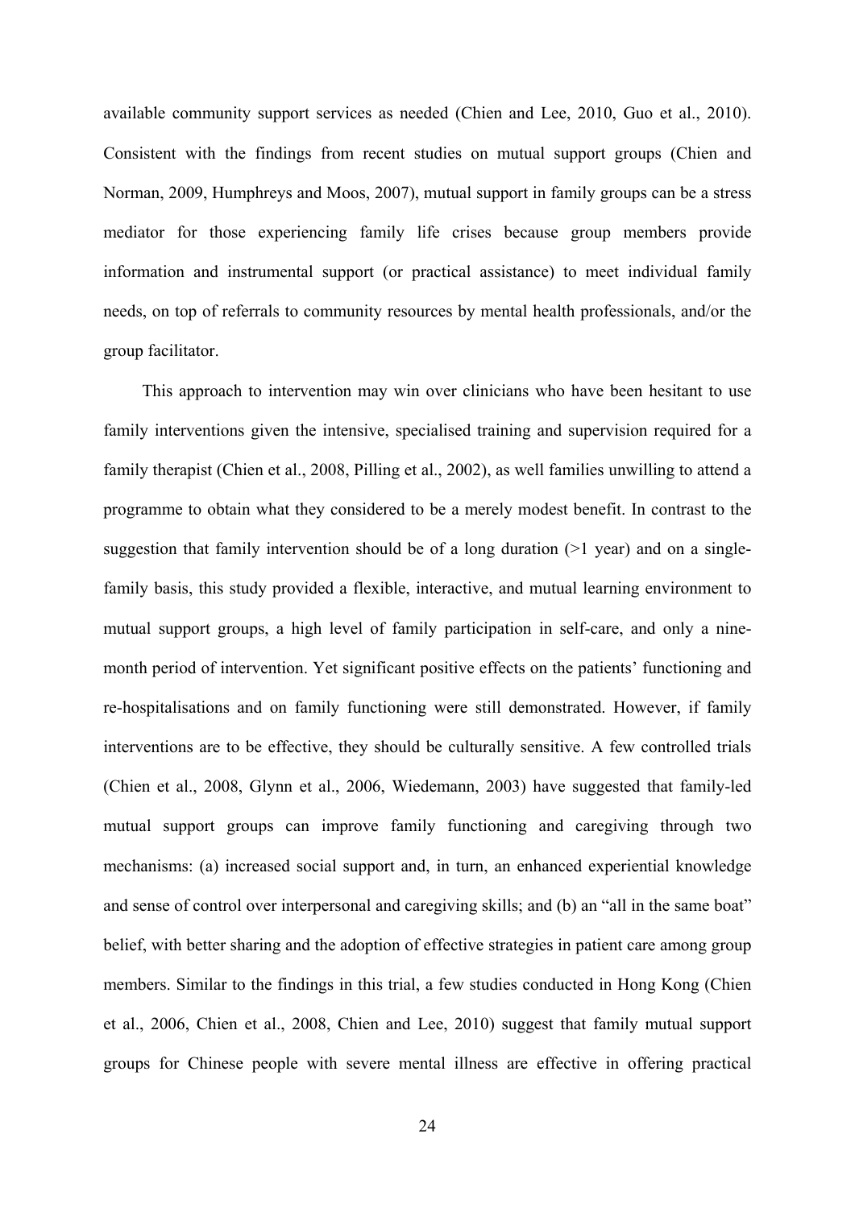available community support services as needed (Chien and Lee, 2010, Guo et al., 2010). Consistent with the findings from recent studies on mutual support groups (Chien and Norman, 2009, Humphreys and Moos, 2007), mutual support in family groups can be a stress mediator for those experiencing family life crises because group members provide information and instrumental support (or practical assistance) to meet individual family needs, on top of referrals to community resources by mental health professionals, and/or the group facilitator.

This approach to intervention may win over clinicians who have been hesitant to use family interventions given the intensive, specialised training and supervision required for a family therapist (Chien et al., 2008, Pilling et al., 2002), as well families unwilling to attend a programme to obtain what they considered to be a merely modest benefit. In contrast to the suggestion that family intervention should be of a long duration (>1 year) and on a single-family basis, this study provided a flexible, interactive, and mutual learning environment to mutual support groups, a high level of family participation in self-care, and only a nine-month period of intervention. Yet significant positive effects on the patients' functioning and re-hospitalisations and on family functioning were still demonstrated. However, if family interventions are to be effective, they should be culturally sensitive. A few controlled trials (Chien et al., 2008, Glynn et al., 2006, Wiedemann, 2003) have suggested that family-led mutual support groups can improve family functioning and caregiving through two mechanisms: (a) increased social support and, in turn, an enhanced experiential knowledge and sense of control over interpersonal and caregiving skills; and (b) an "all in the same boat" belief, with better sharing and the adoption of effective strategies in patient care among group members. Similar to the findings in this trial, a few studies conducted in Hong Kong (Chien et al., 2006, Chien et al., 2008, Chien and Lee, 2010) suggest that family mutual support groups for Chinese people with severe mental illness are effective in offering practical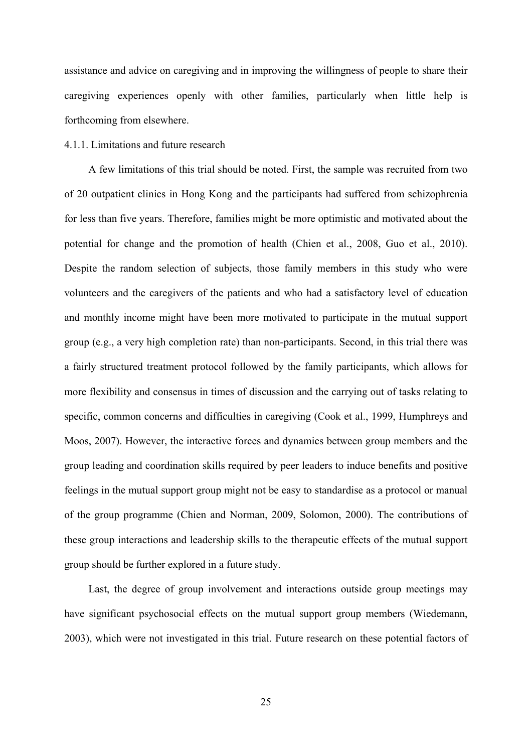assistance and advice on caregiving and in improving the willingness of people to share their caregiving experiences openly with other families, particularly when little help is forthcoming from elsewhere.

#### 4.1.1. Limitations and future research

A few limitations of this trial should be noted. First, the sample was recruited from two of 20 outpatient clinics in Hong Kong and the participants had suffered from schizophrenia for less than five years. Therefore, families might be more optimistic and motivated about the potential for change and the promotion of health (Chien et al., 2008, Guo et al., 2010). Despite the random selection of subjects, those family members in this study who were volunteers and the caregivers of the patients and who had a satisfactory level of education and monthly income might have been more motivated to participate in the mutual support group (e.g., a very high completion rate) than non-participants. Second, in this trial there was a fairly structured treatment protocol followed by the family participants, which allows for more flexibility and consensus in times of discussion and the carrying out of tasks relating to specific, common concerns and difficulties in caregiving (Cook et al., 1999, Humphreys and Moos, 2007). However, the interactive forces and dynamics between group members and the group leading and coordination skills required by peer leaders to induce benefits and positive feelings in the mutual support group might not be easy to standardise as a protocol or manual of the group programme (Chien and Norman, 2009, Solomon, 2000). The contributions of these group interactions and leadership skills to the therapeutic effects of the mutual support group should be further explored in a future study.

Last, the degree of group involvement and interactions outside group meetings may have significant psychosocial effects on the mutual support group members (Wiedemann, 2003), which were not investigated in this trial. Future research on these potential factors of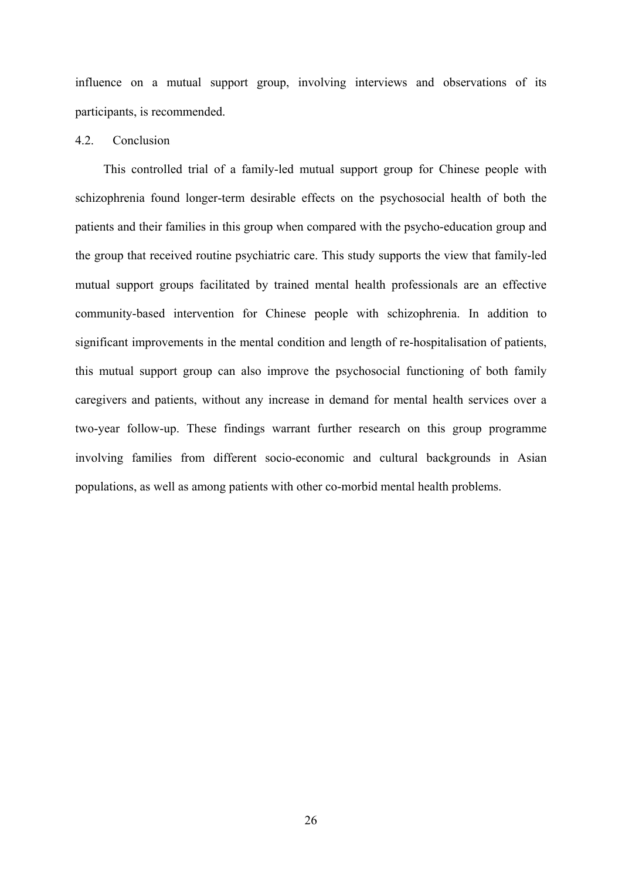influence on a mutual support group, involving interviews and observations of its participants, is recommended.

## 4.2. Conclusion

This controlled trial of a family-led mutual support group for Chinese people with schizophrenia found longer-term desirable effects on the psychosocial health of both the patients and their families in this group when compared with the psycho-education group and the group that received routine psychiatric care. This study supports the view that family-led mutual support groups facilitated by trained mental health professionals are an effective community-based intervention for Chinese people with schizophrenia. In addition to significant improvements in the mental condition and length of re-hospitalisation of patients, this mutual support group can also improve the psychosocial functioning of both family caregivers and patients, without any increase in demand for mental health services over a two-year follow-up. These findings warrant further research on this group programme involving families from different socio-economic and cultural backgrounds in Asian populations, as well as among patients with other co-morbid mental health problems.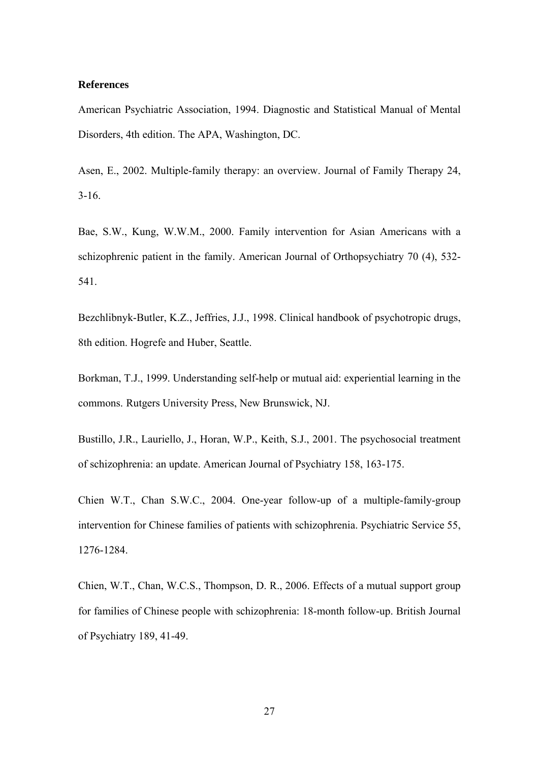**References**

American Psychiatric Association, 1994. Diagnostic and Statistical Manual of Mental Disorders, 4th edition. The APA, Washington, DC.

Asen, E., 2002. Multiple-family therapy: an overview. Journal of Family Therapy 24, 3-16.

Bae, S.W., Kung, W.W.M., 2000. Family intervention for Asian Americans with a schizophrenic patient in the family. American Journal of Orthopsychiatry 70 (4), 532-541.

Bezchlibnyk-Butler, K.Z., Jeffries, J.J., 1998. Clinical handbook of psychotropic drugs, 8th edition. Hogrefe and Huber, Seattle.

Borkman, T.J., 1999. Understanding self-help or mutual aid: experiential learning in the commons. Rutgers University Press, New Brunswick, NJ.

Bustillo, J.R., Lauriello, J., Horan, W.P., Keith, S.J., 2001. The psychosocial treatment of schizophrenia: an update. American Journal of Psychiatry 158, 163-175.

Chien W.T., Chan S.W.C., 2004. One-year follow-up of a multiple-family-group intervention for Chinese families of patients with schizophrenia. Psychiatric Service 55, 1276-1284.

Chien, W.T., Chan, W.C.S., Thompson, D. R., 2006. Effects of a mutual support group for families of Chinese people with schizophrenia: 18-month follow-up. British Journal of Psychiatry 189, 41-49.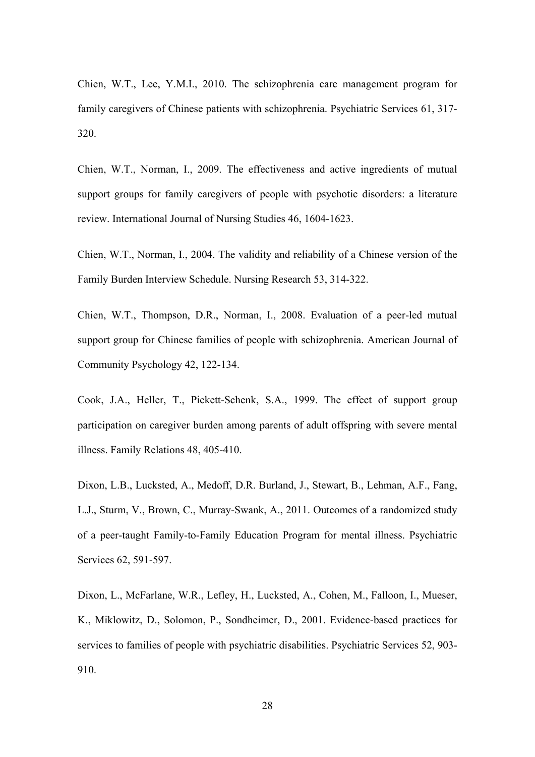Chien, W.T., Lee, Y.M.I., 2010. The schizophrenia care management program for family caregivers of Chinese patients with schizophrenia. Psychiatric Services 61, 317-320.

Chien, W.T., Norman, I., 2009. The effectiveness and active ingredients of mutual support groups for family caregivers of people with psychotic disorders: a literature review. International Journal of Nursing Studies 46, 1604-1623.

Chien, W.T., Norman, I., 2004. The validity and reliability of a Chinese version of the Family Burden Interview Schedule. Nursing Research 53, 314-322.

Chien, W.T., Thompson, D.R., Norman, I., 2008. Evaluation of a peer-led mutual support group for Chinese families of people with schizophrenia. American Journal of Community Psychology 42, 122-134.

Cook, J.A., Heller, T., Pickett-Schenk, S.A., 1999. The effect of support group participation on caregiver burden among parents of adult offspring with severe mental illness. Family Relations 48, 405-410.

Dixon, L.B., Lucksted, A., Medoff, D.R. Burland, J., Stewart, B., Lehman, A.F., Fang, L.J., Sturm, V., Brown, C., Murray-Swank, A., 2011. Outcomes of a randomized study of a peer-taught Family-to-Family Education Program for mental illness. Psychiatric Services 62, 591-597.

Dixon, L., McFarlane, W.R., Lefley, H., Lucksted, A., Cohen, M., Falloon, I., Mueser, K., Miklowitz, D., Solomon, P., Sondheimer, D., 2001. Evidence-based practices for services to families of people with psychiatric disabilities. Psychiatric Services 52, 903-910.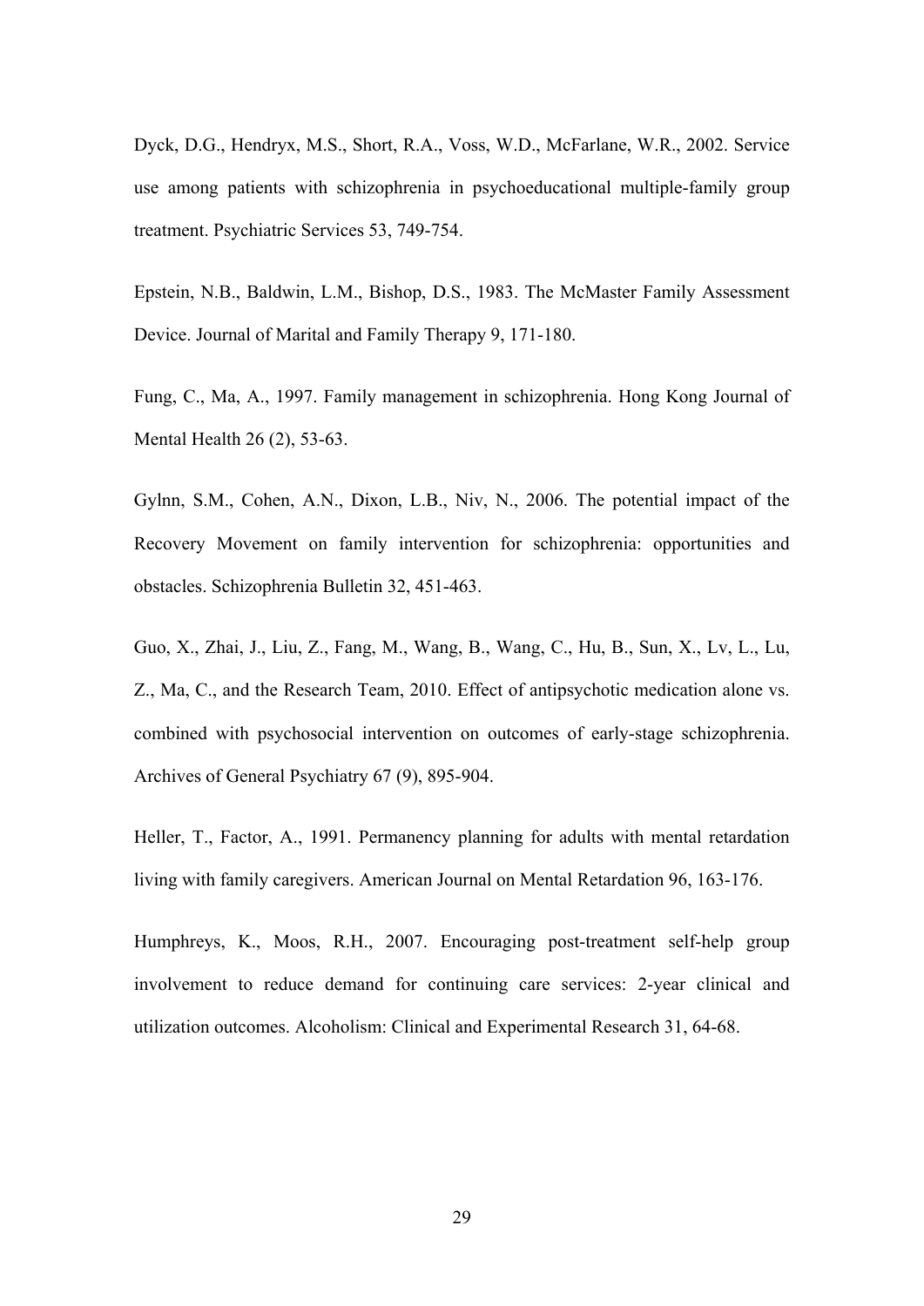Dyck, D.G., Hendryx, M.S., Short, R.A., Voss, W.D., McFarlane, W.R., 2002. Service use among patients with schizophrenia in psychoeducational multiple-family group treatment. Psychiatric Services 53, 749-754.

Epstein, N.B., Baldwin, L.M., Bishop, D.S., 1983. The McMaster Family Assessment Device. Journal of Marital and Family Therapy 9, 171-180.

Fung, C., Ma, A., 1997. Family management in schizophrenia. Hong Kong Journal of Mental Health 26 (2), 53-63.

Gylnn, S.M., Cohen, A.N., Dixon, L.B., Niv, N., 2006. The potential impact of the Recovery Movement on family intervention for schizophrenia: opportunities and obstacles. Schizophrenia Bulletin 32, 451-463.

Guo, X., Zhai, J., Liu, Z., Fang, M., Wang, B., Wang, C., Hu, B., Sun, X., Lv, L., Lu, Z., Ma, C., and the Research Team, 2010. Effect of antipsychotic medication alone vs. combined with psychosocial intervention on outcomes of early-stage schizophrenia. Archives of General Psychiatry 67 (9), 895-904.

Heller, T., Factor, A., 1991. Permanency planning for adults with mental retardation living with family caregivers. American Journal on Mental Retardation 96, 163-176.

Humphreys, K., Moos, R.H., 2007. Encouraging post-treatment self-help group involvement to reduce demand for continuing care services: 2-year clinical and utilization outcomes. Alcoholism: Clinical and Experimental Research 31, 64-68.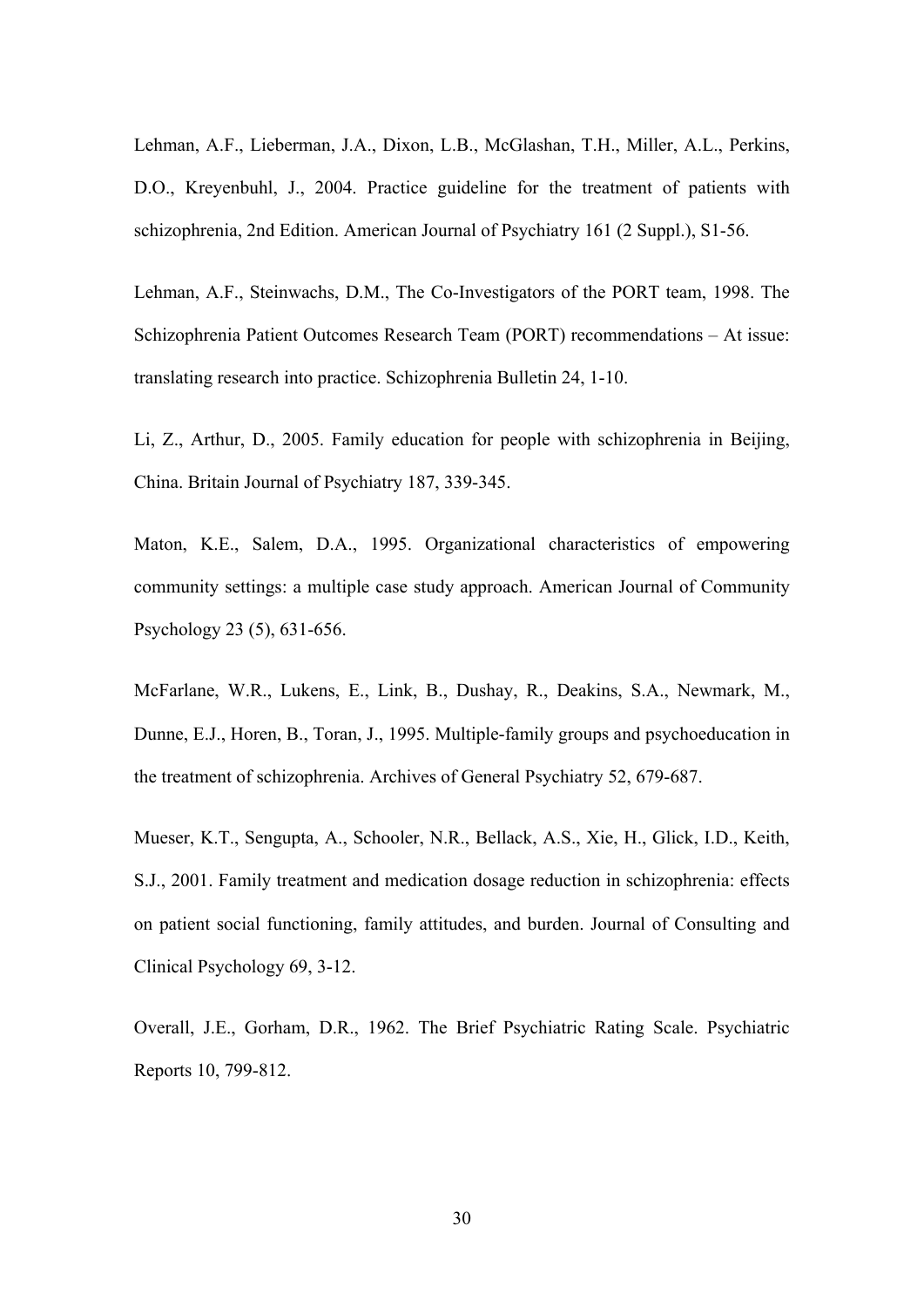Lehman, A.F., Lieberman, J.A., Dixon, L.B., McGlashan, T.H., Miller, A.L., Perkins, D.O., Kreyenbuhl, J., 2004. Practice guideline for the treatment of patients with schizophrenia, 2nd Edition. American Journal of Psychiatry 161 (2 Suppl.), S1-56.

Lehman, A.F., Steinwachs, D.M., The Co-Investigators of the PORT team, 1998. The Schizophrenia Patient Outcomes Research Team (PORT) recommendations – At issue: translating research into practice. Schizophrenia Bulletin 24, 1-10.

Li, Z., Arthur, D., 2005. Family education for people with schizophrenia in Beijing, China. Britain Journal of Psychiatry 187, 339-345.

Maton, K.E., Salem, D.A., 1995. Organizational characteristics of empowering community settings: a multiple case study approach. American Journal of Community Psychology 23 (5), 631-656.

McFarlane, W.R., Lukens, E., Link, B., Dushay, R., Deakins, S.A., Newmark, M., Dunne, E.J., Horen, B., Toran, J., 1995. Multiple-family groups and psychoeducation in the treatment of schizophrenia. Archives of General Psychiatry 52, 679-687.

Mueser, K.T., Sengupta, A., Schooler, N.R., Bellack, A.S., Xie, H., Glick, I.D., Keith, S.J., 2001. Family treatment and medication dosage reduction in schizophrenia: effects on patient social functioning, family attitudes, and burden. Journal of Consulting and Clinical Psychology 69, 3-12.

Overall, J.E., Gorham, D.R., 1962. The Brief Psychiatric Rating Scale. Psychiatric Reports 10, 799-812.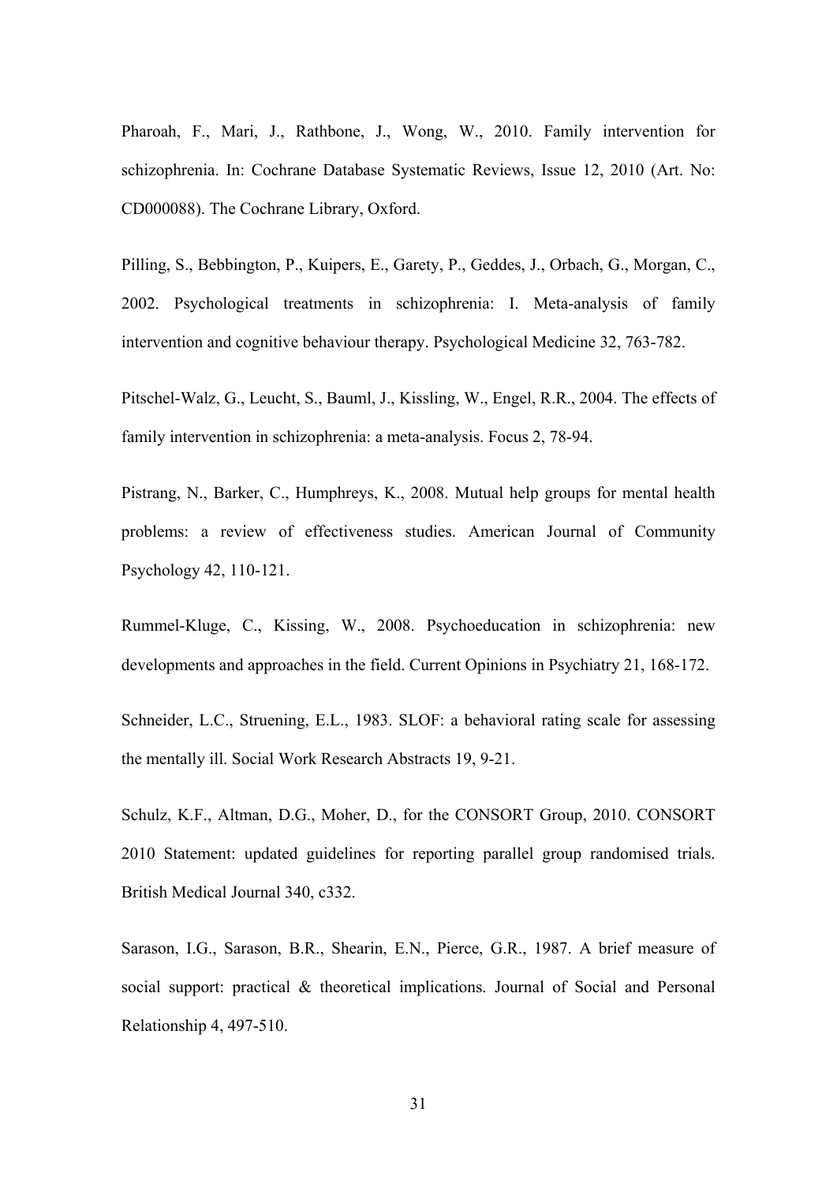Pharoah, F., Mari, J., Rathbone, J., Wong, W., 2010. Family intervention for schizophrenia. In: Cochrane Database Systematic Reviews, Issue 12, 2010 (Art. No: CD000088). The Cochrane Library, Oxford.

Pilling, S., Bebbington, P., Kuipers, E., Garety, P., Geddes, J., Orbach, G., Morgan, C., 2002. Psychological treatments in schizophrenia: I. Meta-analysis of family intervention and cognitive behaviour therapy. Psychological Medicine 32, 763-782.

Pitschel-Walz, G., Leucht, S., Bauml, J., Kissling, W., Engel, R.R., 2004. The effects of family intervention in schizophrenia: a meta-analysis. Focus 2, 78-94.

Pistrang, N., Barker, C., Humphreys, K., 2008. Mutual help groups for mental health problems: a review of effectiveness studies. American Journal of Community Psychology 42, 110-121.

Rummel-Kluge, C., Kissing, W., 2008. Psychoeducation in schizophrenia: new developments and approaches in the field. Current Opinions in Psychiatry 21, 168-172.

Schneider, L.C., Struening, E.L., 1983. SLOF: a behavioral rating scale for assessing the mentally ill. Social Work Research Abstracts 19, 9-21.

Schulz, K.F., Altman, D.G., Moher, D., for the CONSORT Group, 2010. CONSORT 2010 Statement: updated guidelines for reporting parallel group randomised trials. British Medical Journal 340, c332.

Sarason, I.G., Sarason, B.R., Shearin, E.N., Pierce, G.R., 1987. A brief measure of social support: practical & theoretical implications. Journal of Social and Personal Relationship 4, 497-510.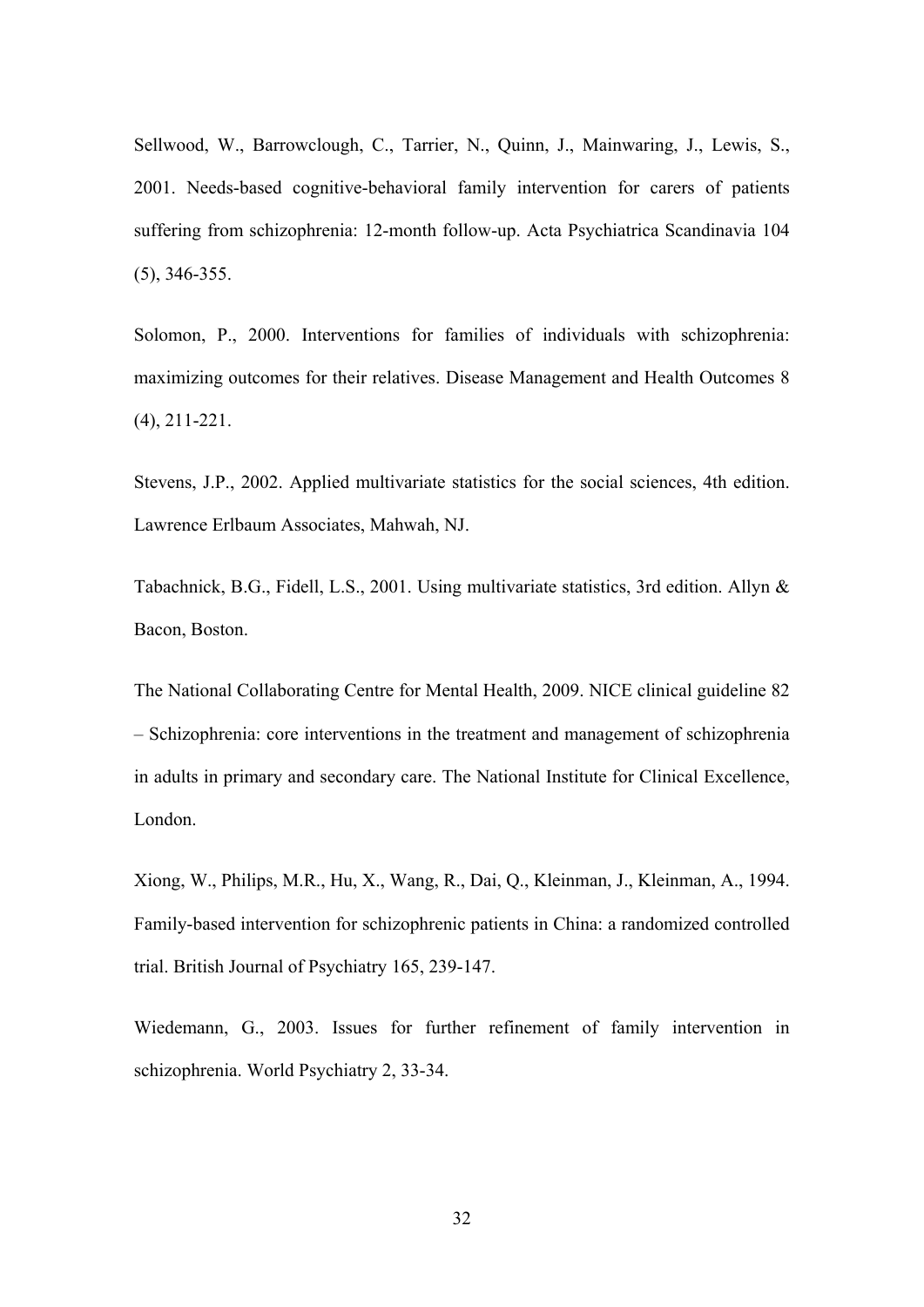Sellwood, W., Barrowclough, C., Tarrier, N., Quinn, J., Mainwaring, J., Lewis, S., 2001. Needs-based cognitive-behavioral family intervention for carers of patients suffering from schizophrenia: 12-month follow-up. Acta Psychiatrica Scandinavia 104 (5), 346-355.

Solomon, P., 2000. Interventions for families of individuals with schizophrenia: maximizing outcomes for their relatives. Disease Management and Health Outcomes 8 (4), 211-221.

Stevens, J.P., 2002. Applied multivariate statistics for the social sciences, 4th edition. Lawrence Erlbaum Associates, Mahwah, NJ.

Tabachnick, B.G., Fidell, L.S., 2001. Using multivariate statistics, 3rd edition. Allyn & Bacon, Boston.

The National Collaborating Centre for Mental Health, 2009. NICE clinical guideline 82 – Schizophrenia: core interventions in the treatment and management of schizophrenia in adults in primary and secondary care. The National Institute for Clinical Excellence, London.

Xiong, W., Philips, M.R., Hu, X., Wang, R., Dai, Q., Kleinman, J., Kleinman, A., 1994. Family-based intervention for schizophrenic patients in China: a randomized controlled trial. British Journal of Psychiatry 165, 239-147.

Wiedemann, G., 2003. Issues for further refinement of family intervention in schizophrenia. World Psychiatry 2, 33-34.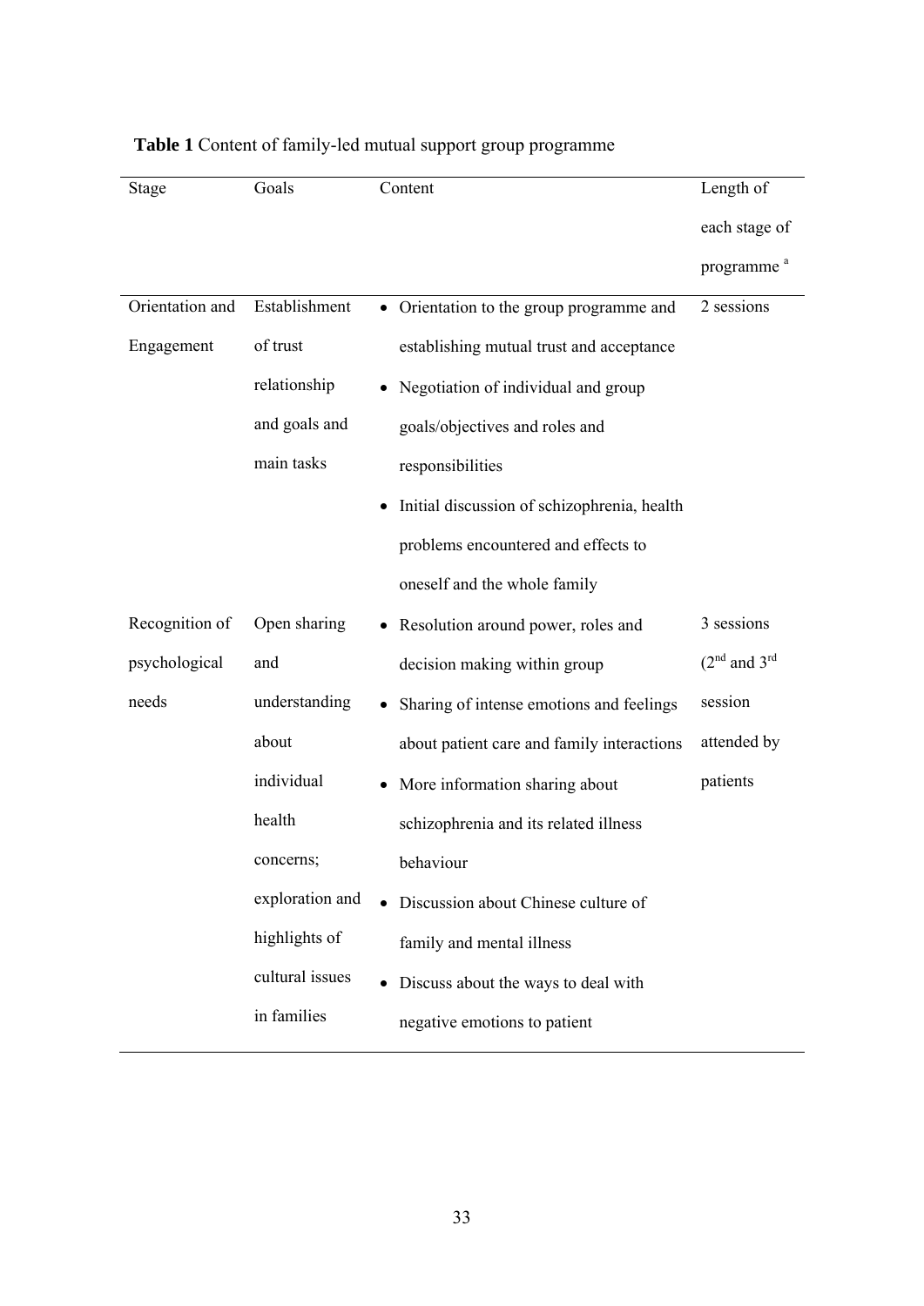**Table 1** Content of family-led mutual support group programme

| Stage | Goals | Content | Length of each stage of programme [a] |
|---|---|---|---|
| Orientation and Engagement | Establishment of trust relationship and goals and main tasks | • Orientation to the group programme and establishing mutual trust and acceptance<br>• Negotiation of individual and group goals/objectives and roles and responsibilities<br>• Initial discussion of schizophrenia, health problems encountered and effects to oneself and the whole family | 2 sessions |
| Recognition of psychological needs | Open sharing and understanding about individual health concerns; exploration and highlights of cultural issues in families | • Resolution around power, roles and decision making within group<br>• Sharing of intense emotions and feelings about patient care and family interactions<br>• More information sharing about schizophrenia and its related illness behaviour<br>• Discussion about Chinese culture of family and mental illness<br>• Discuss about the ways to deal with negative emotions to patient | 3 sessions (2nd and 3rd session attended by patients |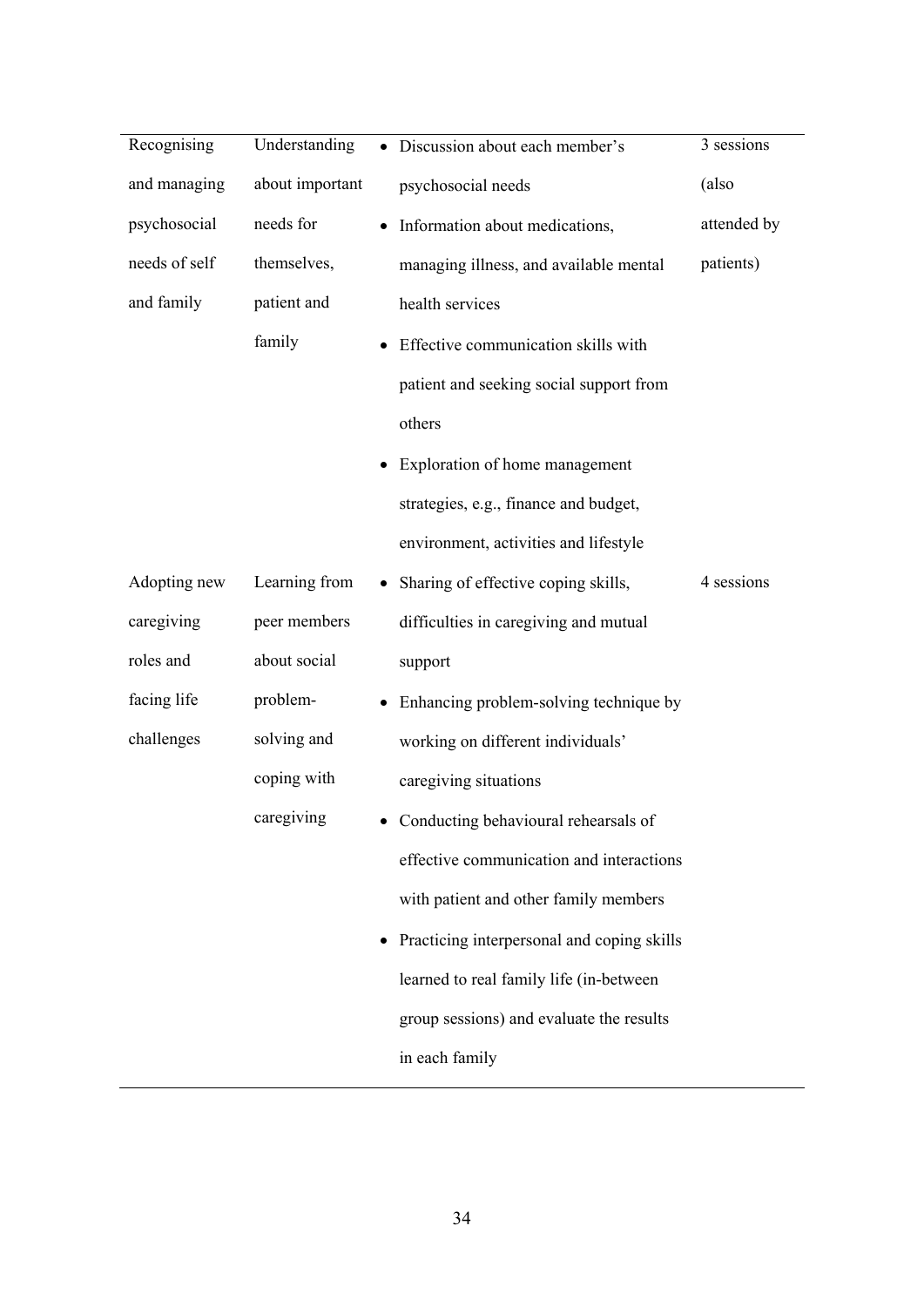| | | | |
|---|---|---|---|
| Recognising and managing psychosocial needs of self and family | Understanding about important needs for themselves, patient and family | • Discussion about each member's psychosocial needs<br>• Information about medications, managing illness, and available mental health services<br>• Effective communication skills with patient and seeking social support from others<br>• Exploration of home management strategies, e.g., finance and budget, environment, activities and lifestyle | 3 sessions (also attended by patients) |
| Adopting new caregiving roles and facing life challenges | Learning from peer members about social problem-solving and coping with caregiving | • Sharing of effective coping skills, difficulties in caregiving and mutual support<br>• Enhancing problem-solving technique by working on different individuals' caregiving situations<br>• Conducting behavioural rehearsals of effective communication and interactions with patient and other family members<br>• Practicing interpersonal and coping skills learned to real family life (in-between group sessions) and evaluate the results in each family | 4 sessions |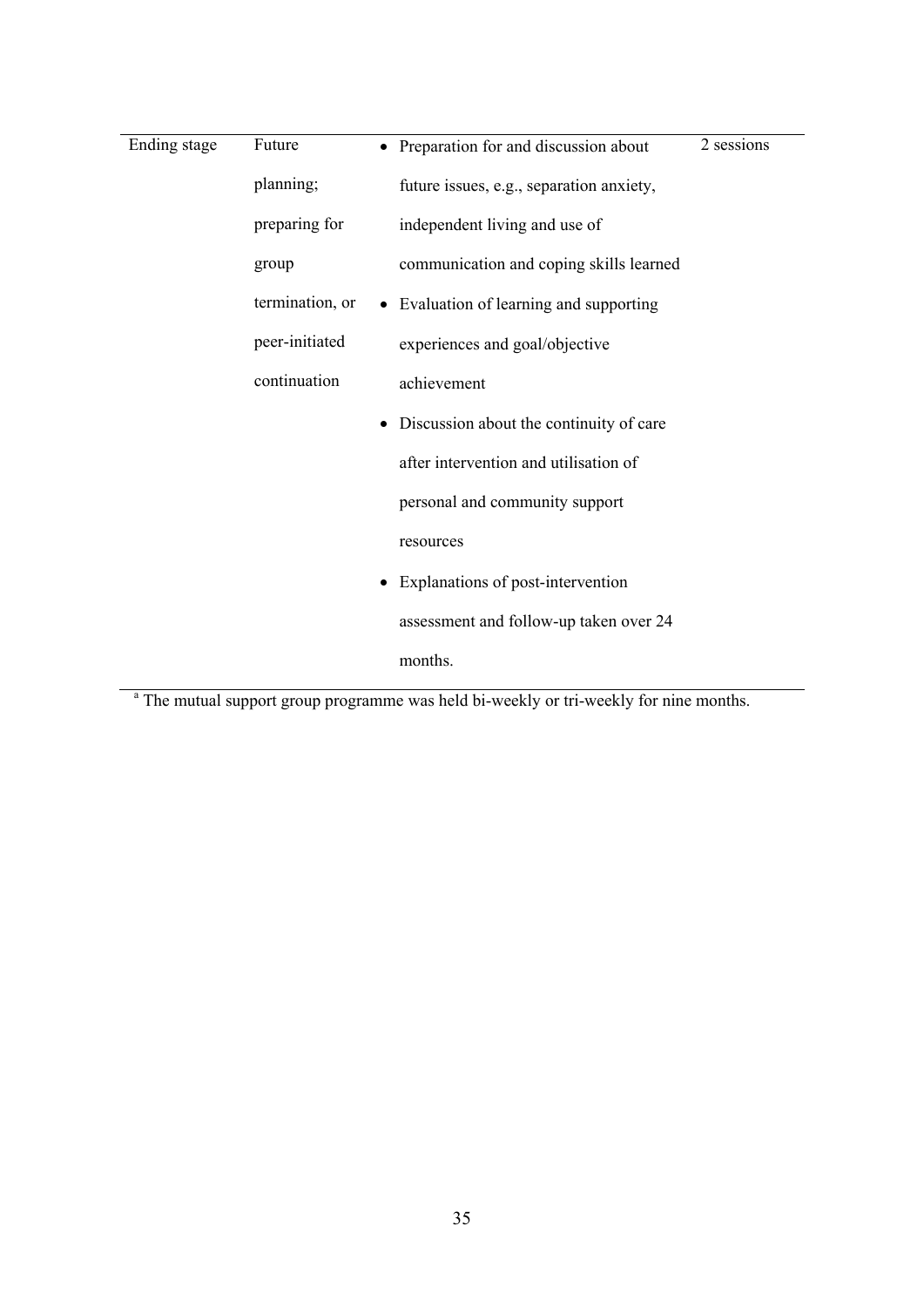| | | | |
|---|---|---|---|
| Ending stage | Future planning; preparing for group termination, or peer-initiated continuation | • Preparation for and discussion about future issues, e.g., separation anxiety, independent living and use of communication and coping skills learned<br>• Evaluation of learning and supporting experiences and goal/objective achievement<br>• Discussion about the continuity of care after intervention and utilisation of personal and community support resources<br>• Explanations of post-intervention assessment and follow-up taken over 24 months. | 2 sessions |

[a] The mutual support group programme was held bi-weekly or tri-weekly for nine months.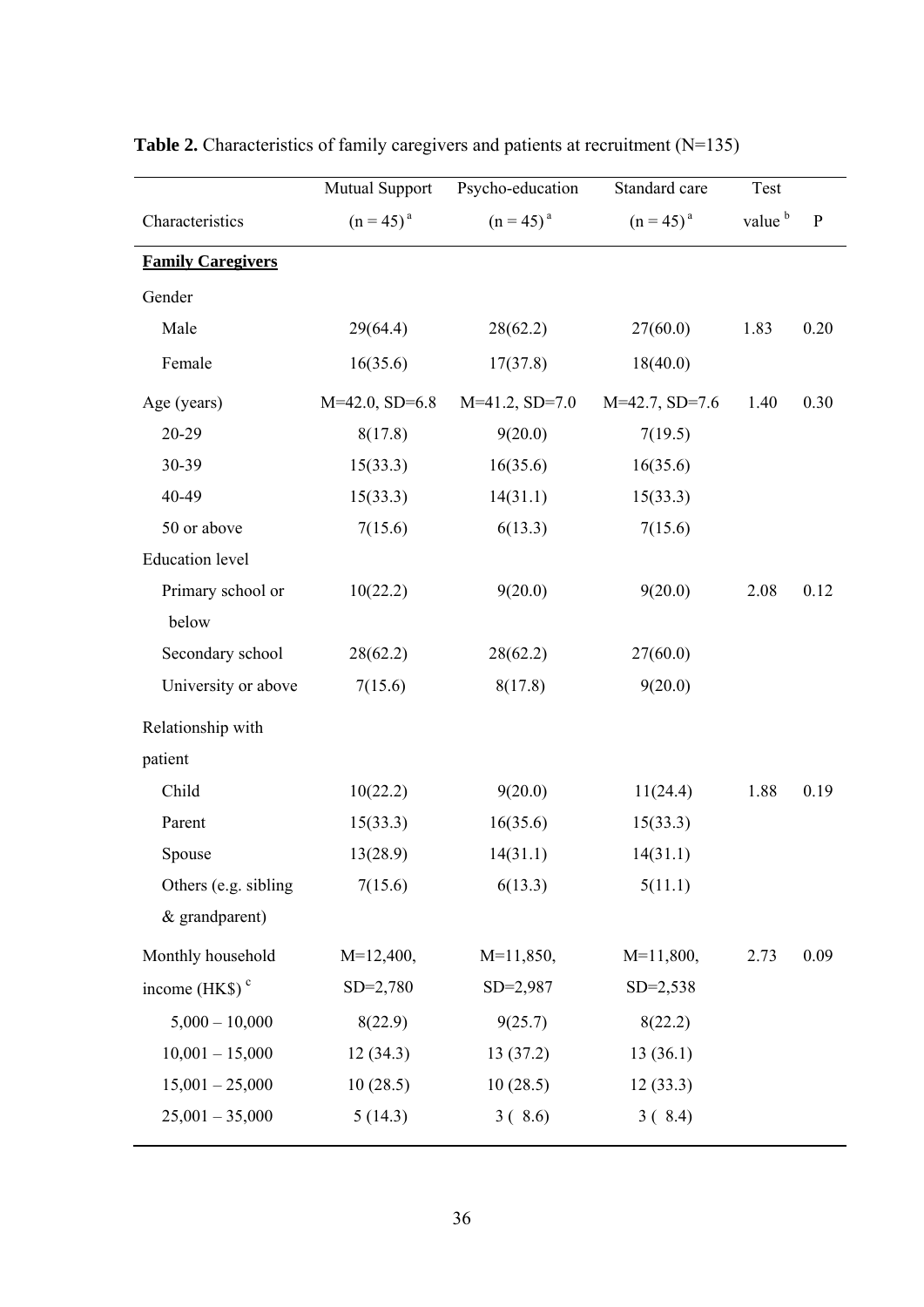**Table 2.** Characteristics of family caregivers and patients at recruitment (N=135)

| Characteristics | Mutual Support (n = 45) [a] | Psycho-education (n = 45) [a] | Standard care (n = 45) [a] | Test value [b] | P |
|---|---|---|---|---|---|
| **Family Caregivers** | | | | | |
| Gender | | | | | |
| Male | 29(64.4) | 28(62.2) | 27(60.0) | 1.83 | 0.20 |
| Female | 16(35.6) | 17(37.8) | 18(40.0) | | |
| Age (years) | M=42.0, SD=6.8 | M=41.2, SD=7.0 | M=42.7, SD=7.6 | 1.40 | 0.30 |
| 20-29 | 8(17.8) | 9(20.0) | 7(19.5) | | |
| 30-39 | 15(33.3) | 16(35.6) | 16(35.6) | | |
| 40-49 | 15(33.3) | 14(31.1) | 15(33.3) | | |
| 50 or above | 7(15.6) | 6(13.3) | 7(15.6) | | |
| Education level | | | | | |
| Primary school or below | 10(22.2) | 9(20.0) | 9(20.0) | 2.08 | 0.12 |
| Secondary school | 28(62.2) | 28(62.2) | 27(60.0) | | |
| University or above | 7(15.6) | 8(17.8) | 9(20.0) | | |
| Relationship with patient | | | | | |
| Child | 10(22.2) | 9(20.0) | 11(24.4) | 1.88 | 0.19 |
| Parent | 15(33.3) | 16(35.6) | 15(33.3) | | |
| Spouse | 13(28.9) | 14(31.1) | 14(31.1) | | |
| Others (e.g. sibling & grandparent) | 7(15.6) | 6(13.3) | 5(11.1) | | |
| Monthly household income (HK$) [c] | M=12,400, SD=2,780 | M=11,850, SD=2,987 | M=11,800, SD=2,538 | 2.73 | 0.09 |
| 5,000 – 10,000 | 8(22.9) | 9(25.7) | 8(22.2) | | |
| 10,001 – 15,000 | 12 (34.3) | 13 (37.2) | 13 (36.1) | | |
| 15,001 – 25,000 | 10 (28.5) | 10 (28.5) | 12 (33.3) | | |
| 25,001 – 35,000 | 5 (14.3) | 3 ( 8.6) | 3 ( 8.4) | | |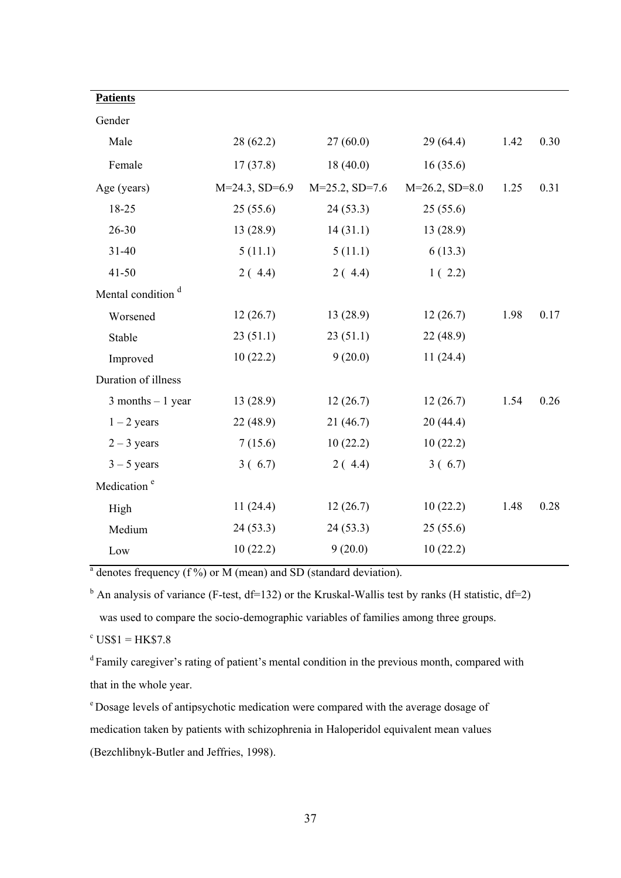| | | | | | |
|---|---|---|---|---|---|
| **Patients** | | | | | |
| Gender | | | | | |
| Male | 28 (62.2) | 27 (60.0) | 29 (64.4) | 1.42 | 0.30 |
| Female | 17 (37.8) | 18 (40.0) | 16 (35.6) | | |
| Age (years) | M=24.3, SD=6.9 | M=25.2, SD=7.6 | M=26.2, SD=8.0 | 1.25 | 0.31 |
| 18-25 | 25 (55.6) | 24 (53.3) | 25 (55.6) | | |
| 26-30 | 13 (28.9) | 14 (31.1) | 13 (28.9) | | |
| 31-40 | 5 (11.1) | 5 (11.1) | 6 (13.3) | | |
| 41-50 | 2 ( 4.4) | 2 ( 4.4) | 1 ( 2.2) | | |
| Mental condition [d] | | | | | |
| Worsened | 12 (26.7) | 13 (28.9) | 12 (26.7) | 1.98 | 0.17 |
| Stable | 23 (51.1) | 23 (51.1) | 22 (48.9) | | |
| Improved | 10 (22.2) | 9 (20.0) | 11 (24.4) | | |
| Duration of illness | | | | | |
| 3 months – 1 year | 13 (28.9) | 12 (26.7) | 12 (26.7) | 1.54 | 0.26 |
| 1 – 2 years | 22 (48.9) | 21 (46.7) | 20 (44.4) | | |
| 2 – 3 years | 7 (15.6) | 10 (22.2) | 10 (22.2) | | |
| 3 – 5 years | 3 ( 6.7) | 2 ( 4.4) | 3 ( 6.7) | | |
| Medication [e] | | | | | |
| High | 11 (24.4) | 12 (26.7) | 10 (22.2) | 1.48 | 0.28 |
| Medium | 24 (53.3) | 24 (53.3) | 25 (55.6) | | |
| Low | 10 (22.2) | 9 (20.0) | 10 (22.2) | | |

[a] denotes frequency (f %) or M (mean) and SD (standard deviation).

[b] An analysis of variance (F-test, df=132) or the Kruskal-Wallis test by ranks (H statistic, df=2) was used to compare the socio-demographic variables of families among three groups.

[c] US$1 = HK$7.8

[d] Family caregiver's rating of patient's mental condition in the previous month, compared with that in the whole year.

[e] Dosage levels of antipsychotic medication were compared with the average dosage of medication taken by patients with schizophrenia in Haloperidol equivalent mean values (Bezchlibnyk-Butler and Jeffries, 1998).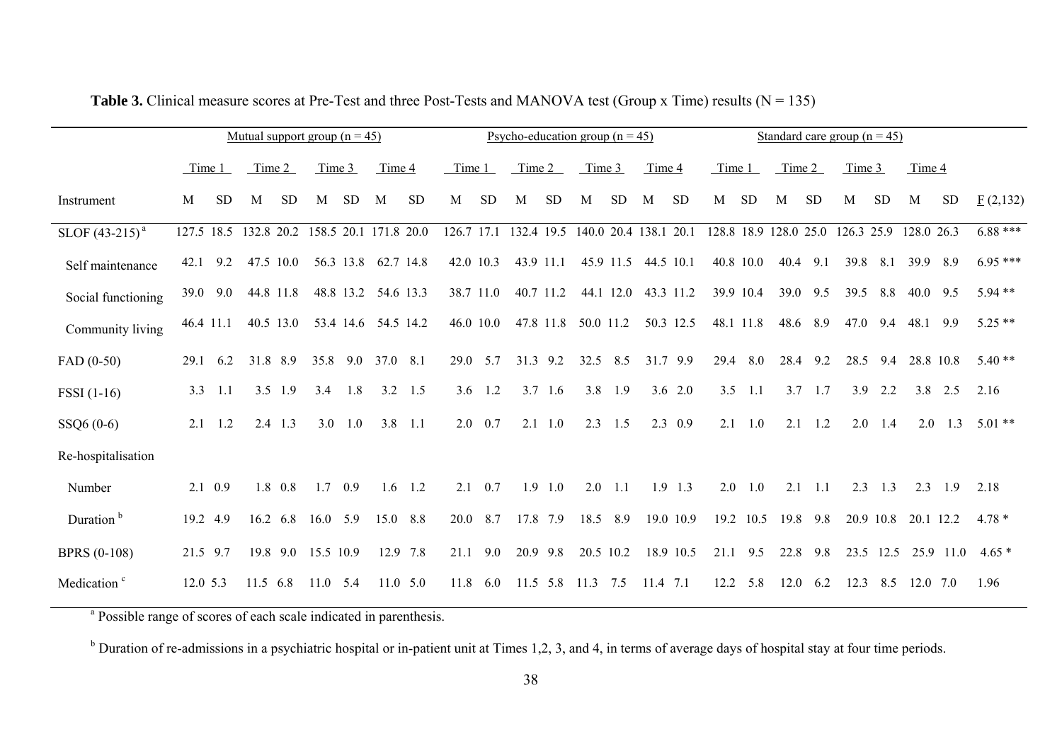**Table 3.** Clinical measure scores at Pre-Test and three Post-Tests and MANOVA test (Group x Time) results (N = 135)

| | Mutual support group (n = 45) | | | | | | | | Psycho-education group (n = 45) | | | | | | | | Standard care group (n = 45) | | | | | | | | |
|---|---|---|---|---|---|---|---|---|---|---|---|---|---|---|---|---|---|---|---|---|---|---|---|---|---|
| | Time 1 | | Time 2 | | Time 3 | | Time 4 | | Time 1 | | Time 2 | | Time 3 | | Time 4 | | Time 1 | | Time 2 | | Time 3 | | Time 4 | | |
| Instrument | M | SD | M | SD | M | SD | M | SD | M | SD | M | SD | M | SD | M | SD | M | SD | M | SD | M | SD | M | SD | F (2,132) |
| SLOF (43-215) [a] | 127.5 | 18.5 | 132.8 | 20.2 | 158.5 | 20.1 | 171.8 | 20.0 | 126.7 | 17.1 | 132.4 | 19.5 | 140.0 | 20.4 | 138.1 | 20.1 | 128.8 | 18.9 | 128.0 | 25.0 | 126.3 | 25.9 | 128.0 | 26.3 | 6.88 *** |
| Self maintenance | 42.1 | 9.2 | 47.5 | 10.0 | 56.3 | 13.8 | 62.7 | 14.8 | 42.0 | 10.3 | 43.9 | 11.1 | 45.9 | 11.5 | 44.5 | 10.1 | 40.8 | 10.0 | 40.4 | 9.1 | 39.8 | 8.1 | 39.9 | 8.9 | 6.95 *** |
| Social functioning | 39.0 | 9.0 | 44.8 | 11.8 | 48.8 | 13.2 | 54.6 | 13.3 | 38.7 | 11.0 | 40.7 | 11.2 | 44.1 | 12.0 | 43.3 | 11.2 | 39.9 | 10.4 | 39.0 | 9.5 | 39.5 | 8.8 | 40.0 | 9.5 | 5.94 ** |
| Community living | 46.4 | 11.1 | 40.5 | 13.0 | 53.4 | 14.6 | 54.5 | 14.2 | 46.0 | 10.0 | 47.8 | 11.8 | 50.0 | 11.2 | 50.3 | 12.5 | 48.1 | 11.8 | 48.6 | 8.9 | 47.0 | 9.4 | 48.1 | 9.9 | 5.25 ** |
| FAD (0-50) | 29.1 | 6.2 | 31.8 | 8.9 | 35.8 | 9.0 | 37.0 | 8.1 | 29.0 | 5.7 | 31.3 | 9.2 | 32.5 | 8.5 | 31.7 | 9.9 | 29.4 | 8.0 | 28.4 | 9.2 | 28.5 | 9.4 | 28.8 | 10.8 | 5.40 ** |
| FSSI (1-16) | 3.3 | 1.1 | 3.5 | 1.9 | 3.4 | 1.8 | 3.2 | 1.5 | 3.6 | 1.2 | 3.7 | 1.6 | 3.8 | 1.9 | 3.6 | 2.0 | 3.5 | 1.1 | 3.7 | 1.7 | 3.9 | 2.2 | 3.8 | 2.5 | 2.16 |
| SSQ6 (0-6) | 2.1 | 1.2 | 2.4 | 1.3 | 3.0 | 1.0 | 3.8 | 1.1 | 2.0 | 0.7 | 2.1 | 1.0 | 2.3 | 1.5 | 2.3 | 0.9 | 2.1 | 1.0 | 2.1 | 1.2 | 2.0 | 1.4 | 2.0 | 1.3 | 5.01 ** |
| Re-hospitalisation | | | | | | | | | | | | | | | | | | | | | | | | | |
| Number | 2.1 | 0.9 | 1.8 | 0.8 | 1.7 | 0.9 | 1.6 | 1.2 | 2.1 | 0.7 | 1.9 | 1.0 | 2.0 | 1.1 | 1.9 | 1.3 | 2.0 | 1.0 | 2.1 | 1.1 | 2.3 | 1.3 | 2.3 | 1.9 | 2.18 |
| Duration [b] | 19.2 | 4.9 | 16.2 | 6.8 | 16.0 | 5.9 | 15.0 | 8.8 | 20.0 | 8.7 | 17.8 | 7.9 | 18.5 | 8.9 | 19.0 | 10.9 | 19.2 | 10.5 | 19.8 | 9.8 | 20.9 | 10.8 | 20.1 | 12.2 | 4.78 * |
| BPRS (0-108) | 21.5 | 9.7 | 19.8 | 9.0 | 15.5 | 10.9 | 12.9 | 7.8 | 21.1 | 9.0 | 20.9 | 9.8 | 20.5 | 10.2 | 18.9 | 10.5 | 21.1 | 9.5 | 22.8 | 9.8 | 23.5 | 12.5 | 25.9 | 11.0 | 4.65 * |
| Medication [c] | 12.0 | 5.3 | 11.5 | 6.8 | 11.0 | 5.4 | 11.0 | 5.0 | 11.8 | 6.0 | 11.5 | 5.8 | 11.3 | 7.5 | 11.4 | 7.1 | 12.2 | 5.8 | 12.0 | 6.2 | 12.3 | 8.5 | 12.0 | 7.0 | 1.96 |

[a] Possible range of scores of each scale indicated in parenthesis.

[b] Duration of re-admissions in a psychiatric hospital or in-patient unit at Times 1,2, 3, and 4, in terms of average days of hospital stay at four time periods.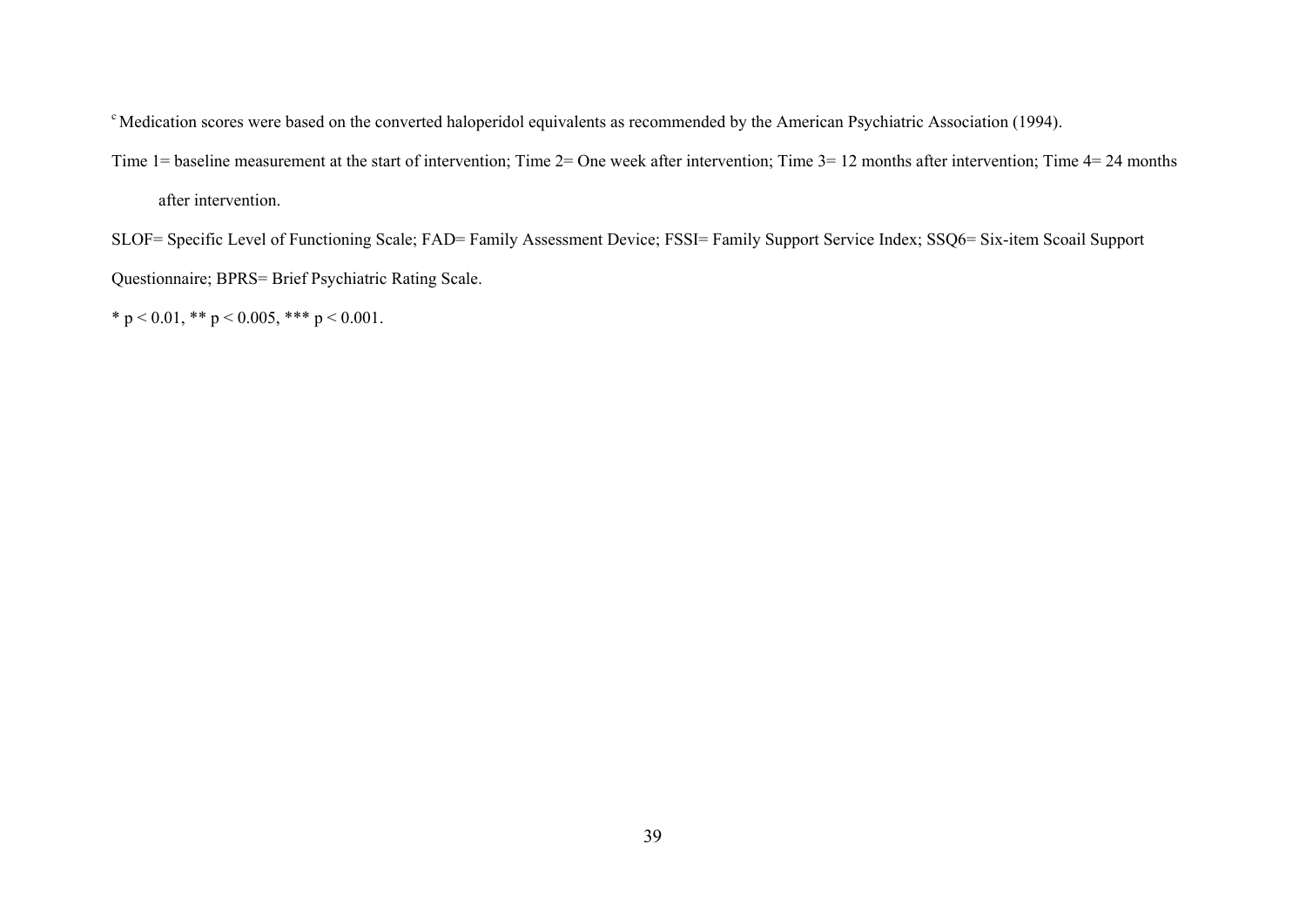[c] Medication scores were based on the converted haloperidol equivalents as recommended by the American Psychiatric Association (1994).

Time 1= baseline measurement at the start of intervention; Time 2= One week after intervention; Time 3= 12 months after intervention; Time 4= 24 months after intervention.

SLOF= Specific Level of Functioning Scale; FAD= Family Assessment Device; FSSI= Family Support Service Index; SSQ6= Six-item Scoail Support Questionnaire; BPRS= Brief Psychiatric Rating Scale.

* $p < 0.01$, ** $p < 0.005$, *** $p < 0.001$.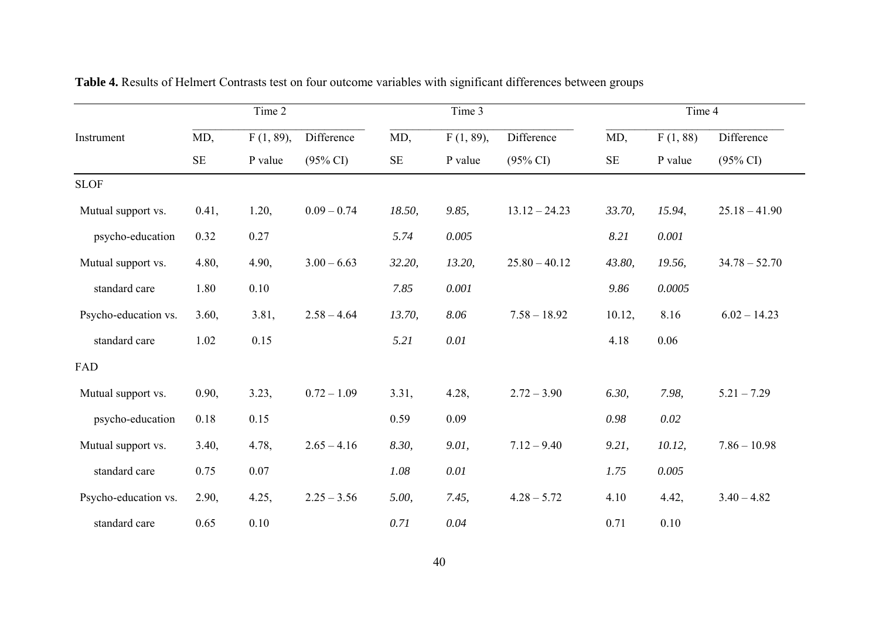**Table 4.** Results of Helmert Contrasts test on four outcome variables with significant differences between groups

| Instrument | Time 2 | | | Time 3 | | | Time 4 | | |
|---|---|---|---|---|---|---|---|---|---|
| | MD, SE | $F_{(1, 89)}$, P value | Difference (95% CI) | MD, SE | $F_{(1, 89)}$, P value | Difference (95% CI) | MD, SE | $F_{(1, 88)}$ P value | Difference (95% CI) |
| SLOF | | | | | | | | | |
| Mutual support vs. psycho-education | 0.41, 0.32 | 1.20, 0.27 | 0.09 – 0.74 | *18.50, 5.74* | *9.85, 0.005* | 13.12 – 24.23 | *33.70, 8.21* | *15.94, 0.001* | 25.18 – 41.90 |
| Mutual support vs. standard care | 4.80, 1.80 | 4.90, 0.10 | 3.00 – 6.63 | *32.20, 7.85* | *13.20, 0.001* | 25.80 – 40.12 | *43.80, 9.86* | *19.56, 0.0005* | 34.78 – 52.70 |
| Psycho-education vs. standard care | 3.60, 1.02 | 3.81, 0.15 | 2.58 – 4.64 | *13.70, 5.21* | *8.06 0.01* | 7.58 – 18.92 | 10.12, 4.18 | 8.16 0.06 | 6.02 – 14.23 |
| FAD | | | | | | | | | |
| Mutual support vs. psycho-education | 0.90, 0.18 | 3.23, 0.15 | 0.72 – 1.09 | 3.31, 0.59 | 4.28, 0.09 | 2.72 – 3.90 | *6.30, 0.98* | *7.98, 0.02* | 5.21 – 7.29 |
| Mutual support vs. standard care | 3.40, 0.75 | 4.78, 0.07 | 2.65 – 4.16 | *8.30, 1.08* | *9.01, 0.01* | 7.12 – 9.40 | *9.21, 1.75* | *10.12, 0.005* | 7.86 – 10.98 |
| Psycho-education vs. standard care | 2.90, 0.65 | 4.25, 0.10 | 2.25 – 3.56 | *5.00, 0.71* | *7.45, 0.04* | 4.28 – 5.72 | 4.10 0.71 | 4.42, 0.10 | 3.40 – 4.82 |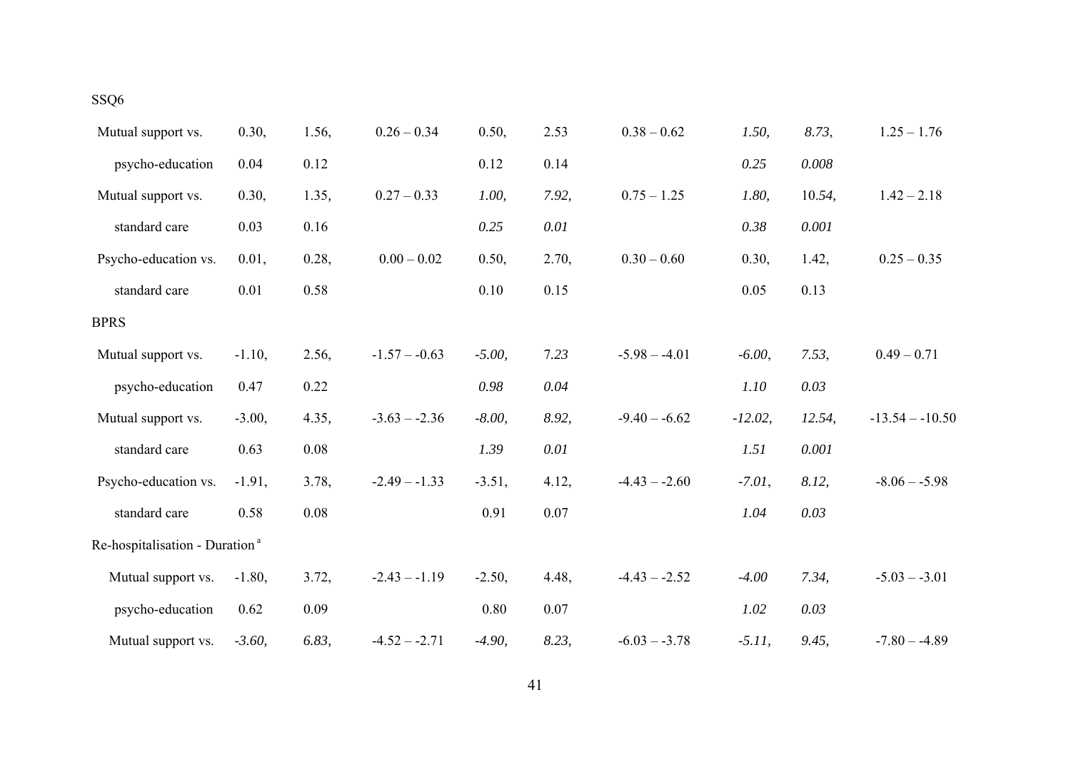| | | | | | | | | | |
|---|---|---|---|---|---|---|---|---|---|
| SSQ6 | | | | | | | | | |
| Mutual support vs. psycho-education | 0.30, 0.04 | 1.56, 0.12 | 0.26 – 0.34 | 0.50, 0.12 | 2.53 0.14 | 0.38 – 0.62 | *1.50, 0.25* | *8.73, 0.008* | 1.25 – 1.76 |
| Mutual support vs. standard care | 0.30, 0.03 | 1.35, 0.16 | 0.27 – 0.33 | *1.00, 0.25* | *7.92, 0.01* | 0.75 – 1.25 | *1.80, 0.38* | 10.*54, 0.001* | 1.42 – 2.18 |
| Psycho-education vs. standard care | 0.01, 0.01 | 0.28, 0.58 | 0.00 – 0.02 | 0.50, 0.10 | 2.70, 0.15 | 0.30 – 0.60 | 0.30, 0.05 | 1.42, 0.13 | 0.25 – 0.35 |
| BPRS | | | | | | | | | |
| Mutual support vs. psycho-education | -1.10, 0.47 | 2.56, 0.22 | -1.57 – -0.63 | *-5.00, 0.98* | 7.*23 0.04* | -5.98 – -4.01 | *-6.00*, *1.10* | *7.53, 0.03* | 0.49 – 0.71 |
| Mutual support vs. standard care | -3.00, 0.63 | 4.35, 0.08 | -3.63 – -2.36 | *-8.00, 1.39* | *8.92, 0.01* | -9.40 – -6.62 | *-12.02, 1.51* | *12.54, 0.001* | -13.54 – -10.50 |
| Psycho-education vs. standard care | -1.91, 0.58 | 3.78, 0.08 | -2.49 – -1.33 | -3.51, 0.91 | 4.12, 0.07 | -4.43 – -2.60 | *-7.01*, *1.04* | *8.12, 0.03* | -8.06 – -5.98 |
| Re-hospitalisation - Duration [a] | | | | | | | | | |
| Mutual support vs. psycho-education | -1.80, 0.62 | 3.72, 0.09 | -2.43 – -1.19 | -2.50, 0.80 | 4.48, 0.07 | -4.43 – -2.52 | *-4.00 1.02* | *7.34, 0.03* | -5.03 – -3.01 |
| Mutual support vs. | *-3.60,* | *6.83,* | -4.52 – -2.71 | *-4.90,* | *8.23,* | -6.03 – -3.78 | *-5.11,* | *9.45,* | -7.80 – -4.89 |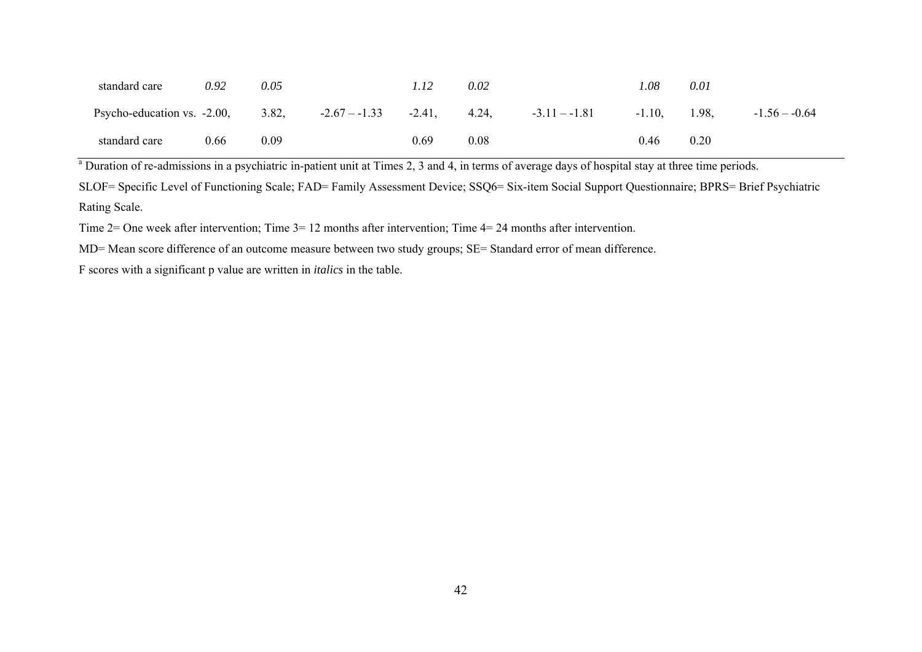| | | | | | | | | | |
|---|---|---|---|---|---|---|---|---|---|
| standard care | *0.92* | *0.05* | | *1.12* | *0.02* | | *1.08* | *0.01* | |
| Psycho-education vs. | -2.00, | 3.82, | -2.67 – -1.33 | -2.41, | 4.24, | -3.11 – -1.81 | -1.10, | 1.98, | -1.56 – -0.64 |
| standard care | 0.66 | 0.09 | | 0.69 | 0.08 | | 0.46 | 0.20 | |

[a] Duration of re-admissions in a psychiatric in-patient unit at Times 2, 3 and 4, in terms of average days of hospital stay at three time periods.

SLOF= Specific Level of Functioning Scale; FAD= Family Assessment Device; SSQ6= Six-item Social Support Questionnaire; BPRS= Brief Psychiatric Rating Scale.

Time 2= One week after intervention; Time 3= 12 months after intervention; Time 4= 24 months after intervention.

MD= Mean score difference of an outcome measure between two study groups; SE= Standard error of mean difference.

F scores with a significant p value are written in *italics* in the table.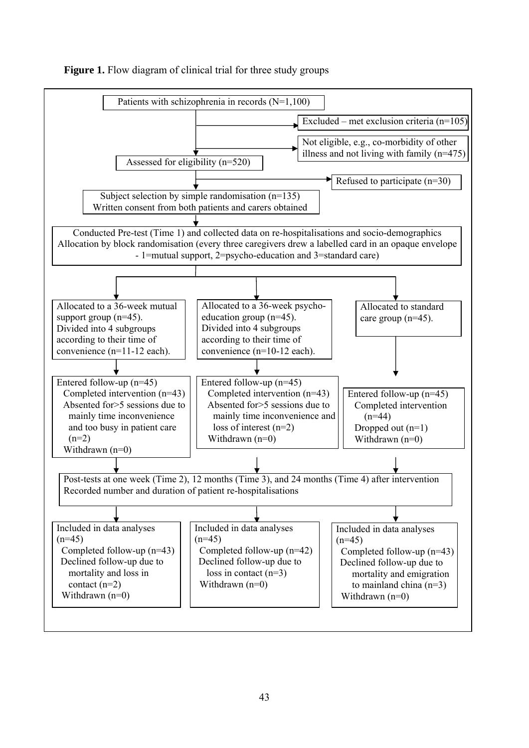**Figure 1.** Flow diagram of clinical trial for three study groups

Patients with schizophrenia in records (N=1,100)

Excluded – met exclusion criteria (n=105)

Not eligible, e.g., co-morbidity of other illness and not living with family (n=475)

Assessed for eligibility (n=520)

Refused to participate (n=30)

Subject selection by simple randomisation (n=135)
Written consent from both patients and carers obtained

Conducted Pre-test (Time 1) and collected data on re-hospitalisations and socio-demographics
Allocation by block randomisation (every three caregivers drew a labelled card in an opaque envelope - 1=mutual support, 2=psycho-education and 3=standard care)

Allocated to a 36-week mutual support group (n=45).
Divided into 4 subgroups according to their time of convenience (n=11-12 each).

Allocated to a 36-week psycho-education group (n=45).
Divided into 4 subgroups according to their time of convenience (n=10-12 each).

Allocated to standard care group (n=45).

Entered follow-up (n=45)
Completed intervention (n=43)
Absented for>5 sessions due to mainly time inconvenience and too busy in patient care (n=2)
Withdrawn (n=0)

Entered follow-up (n=45)
Completed intervention (n=43)
Absented for>5 sessions due to mainly time inconvenience and loss of interest (n=2)
Withdrawn (n=0)

Entered follow-up (n=45)
Completed intervention (n=44)
Dropped out (n=1)
Withdrawn (n=0)

Post-tests at one week (Time 2), 12 months (Time 3), and 24 months (Time 4) after intervention
Recorded number and duration of patient re-hospitalisations

Included in data analyses (n=45)
Completed follow-up (n=43)
Declined follow-up due to mortality and loss in contact (n=2)
Withdrawn (n=0)

Included in data analyses (n=45)
Completed follow-up (n=42)
Declined follow-up due to loss in contact (n=3)
Withdrawn (n=0)

Included in data analyses (n=45)
Completed follow-up (n=43)
Declined follow-up due to mortality and emigration to mainland china (n=3)
Withdrawn (n=0)